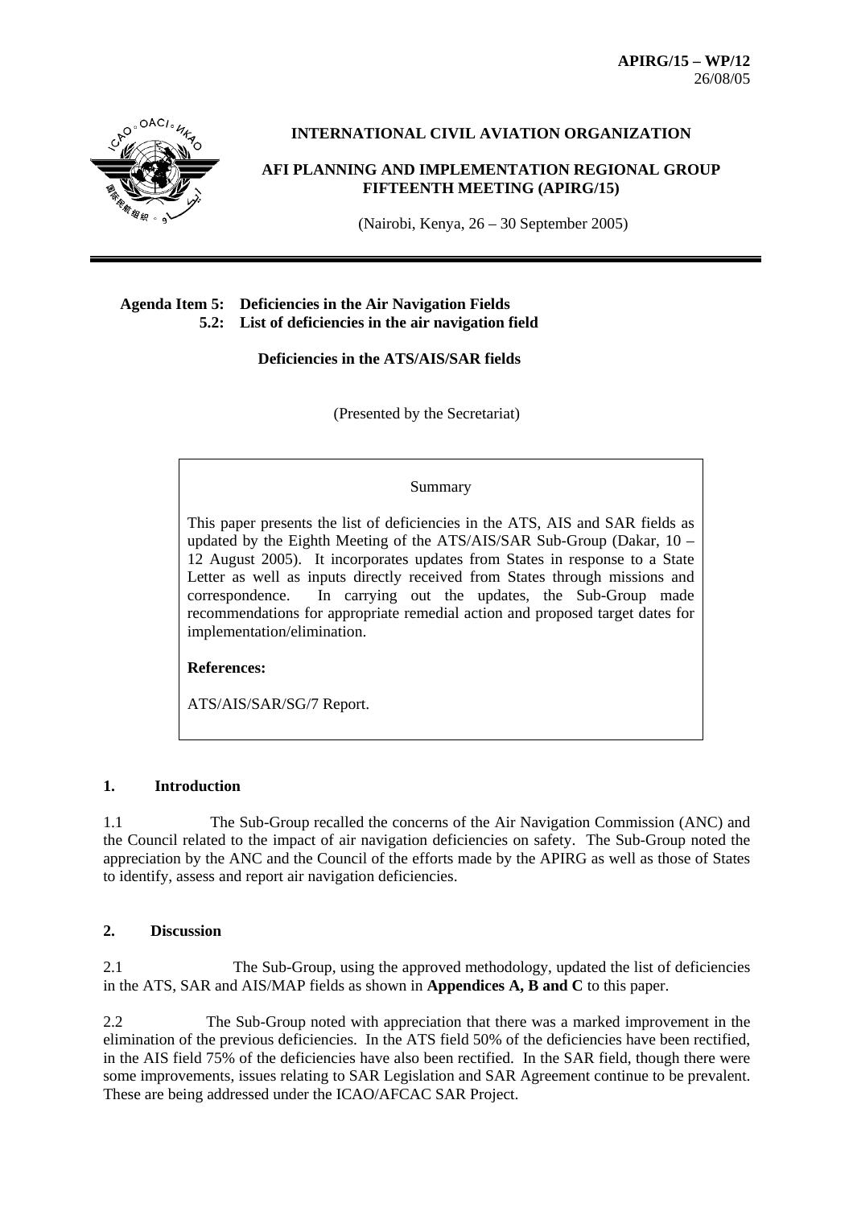**APIRG/15 – WP/12**
26/08/05

# INTERNATIONAL CIVIL AVIATION ORGANIZATION

## AFI PLANNING AND IMPLEMENTATION REGIONAL GROUP FIFTEENTH MEETING (APIRG/15)

(Nairobi, Kenya, 26 – 30 September 2005)

---

**Agenda Item 5: Deficiencies in the Air Navigation Fields**
**5.2: List of deficiencies in the air navigation field**

**Deficiencies in the ATS/AIS/SAR fields**

(Presented by the Secretariat)

> Summary
>
> This paper presents the list of deficiencies in the ATS, AIS and SAR fields as updated by the Eighth Meeting of the ATS/AIS/SAR Sub-Group (Dakar, 10 – 12 August 2005). It incorporates updates from States in response to a State Letter as well as inputs directly received from States through missions and correspondence. In carrying out the updates, the Sub-Group made recommendations for appropriate remedial action and proposed target dates for implementation/elimination.
>
> **References:**
>
> ATS/AIS/SAR/SG/7 Report.

### 1. Introduction

1.1 The Sub-Group recalled the concerns of the Air Navigation Commission (ANC) and the Council related to the impact of air navigation deficiencies on safety. The Sub-Group noted the appreciation by the ANC and the Council of the efforts made by the APIRG as well as those of States to identify, assess and report air navigation deficiencies.

### 2. Discussion

2.1 The Sub-Group, using the approved methodology, updated the list of deficiencies in the ATS, SAR and AIS/MAP fields as shown in **Appendices A, B and C** to this paper.

2.2 The Sub-Group noted with appreciation that there was a marked improvement in the elimination of the previous deficiencies. In the ATS field 50% of the deficiencies have been rectified, in the AIS field 75% of the deficiencies have also been rectified. In the SAR field, though there were some improvements, issues relating to SAR Legislation and SAR Agreement continue to be prevalent. These are being addressed under the ICAO/AFCAC SAR Project.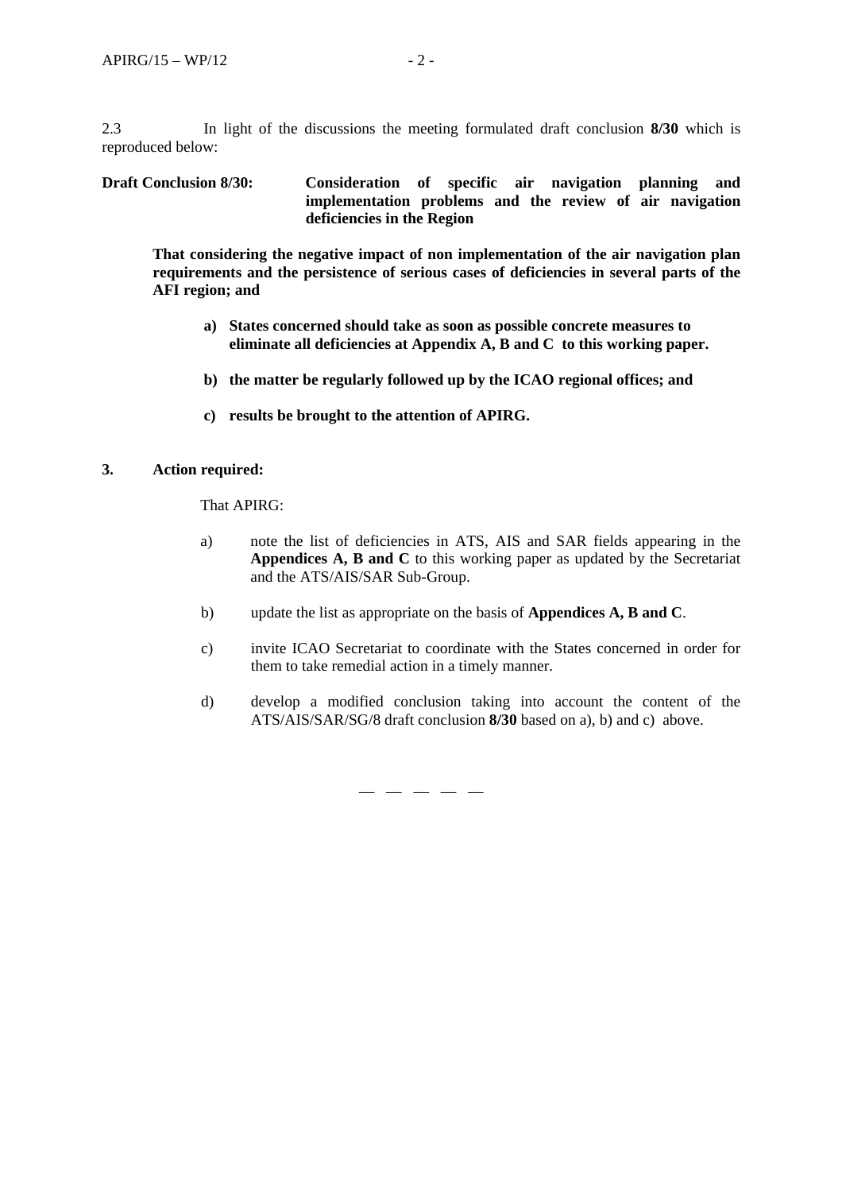2.3 In light of the discussions the meeting formulated draft conclusion **8/30** which is reproduced below:

**Draft Conclusion 8/30: Consideration of specific air navigation planning and implementation problems and the review of air navigation deficiencies in the Region**

**That considering the negative impact of non implementation of the air navigation plan requirements and the persistence of serious cases of deficiencies in several parts of the AFI region; and**

**a) States concerned should take as soon as possible concrete measures to eliminate all deficiencies at Appendix A, B and C to this working paper.**

**b) the matter be regularly followed up by the ICAO regional offices; and**

**c) results be brought to the attention of APIRG.**

## 3. Action required:

That APIRG:

a) note the list of deficiencies in ATS, AIS and SAR fields appearing in the **Appendices A, B and C** to this working paper as updated by the Secretariat and the ATS/AIS/SAR Sub-Group.

b) update the list as appropriate on the basis of **Appendices A, B and C**.

c) invite ICAO Secretariat to coordinate with the States concerned in order for them to take remedial action in a timely manner.

d) develop a modified conclusion taking into account the content of the ATS/AIS/SAR/SG/8 draft conclusion **8/30** based on a), b) and c) above.

— — — — —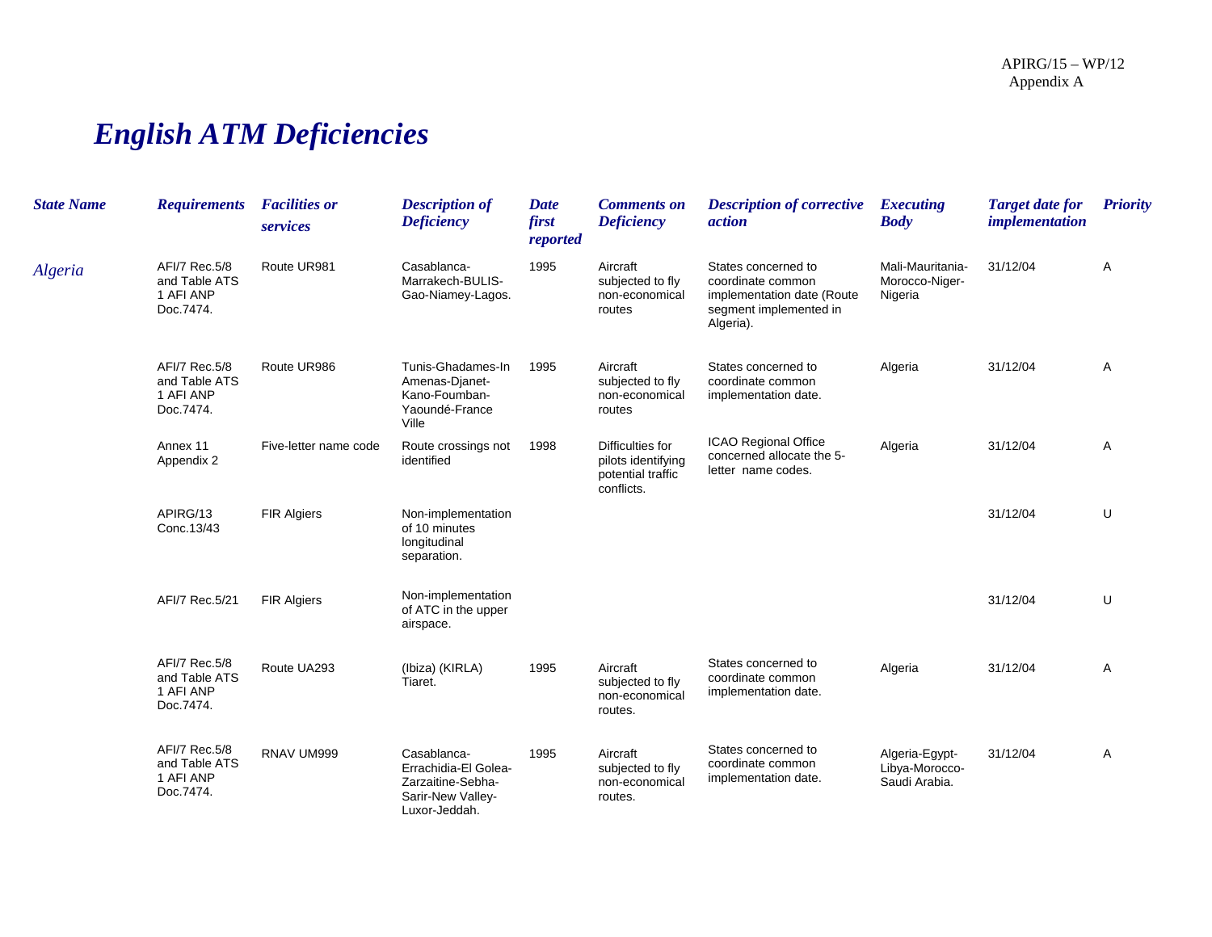APIRG/15 – WP/12
Appendix A

# English ATM Deficiencies

| State Name | Requirements | Facilities or services | Description of Deficiency | Date first reported | Comments on Deficiency | Description of corrective action | Executing Body | Target date for implementation | Priority |
|---|---|---|---|---|---|---|---|---|---|
| Algeria | AFI/7 Rec.5/8 and Table ATS 1 AFI ANP Doc.7474. | Route UR981 | Casablanca-Marrakech-BULIS-Gao-Niamey-Lagos. | 1995 | Aircraft subjected to fly non-economical routes | States concerned to coordinate common implementation date (Route segment implemented in Algeria). | Mali-Mauritania-Morocco-Niger-Nigeria | 31/12/04 | A |
| | AFI/7 Rec.5/8 and Table ATS 1 AFI ANP Doc.7474. | Route UR986 | Tunis-Ghadames-In Amenas-Djanet-Kano-Foumban-Yaoundé-France Ville | 1995 | Aircraft subjected to fly non-economical routes | States concerned to coordinate common implementation date. | Algeria | 31/12/04 | A |
| | Annex 11 Appendix 2 | Five-letter name code | Route crossings not identified | 1998 | Difficulties for pilots identifying potential traffic conflicts. | ICAO Regional Office concerned allocate the 5-letter name codes. | Algeria | 31/12/04 | A |
| | APIRG/13 Conc.13/43 | FIR Algiers | Non-implementation of 10 minutes longitudinal separation. | | | | | 31/12/04 | U |
| | AFI/7 Rec.5/21 | FIR Algiers | Non-implementation of ATC in the upper airspace. | | | | | 31/12/04 | U |
| | AFI/7 Rec.5/8 and Table ATS 1 AFI ANP Doc.7474. | Route UA293 | (Ibiza) (KIRLA) Tiaret. | 1995 | Aircraft subjected to fly non-economical routes. | States concerned to coordinate common implementation date. | Algeria | 31/12/04 | A |
| | AFI/7 Rec.5/8 and Table ATS 1 AFI ANP Doc.7474. | RNAV UM999 | Casablanca-Errachidia-El Golea-Zarzaitine-Sebha-Sarir-New Valley-Luxor-Jeddah. | 1995 | Aircraft subjected to fly non-economical routes. | States concerned to coordinate common implementation date. | Algeria-Egypt-Libya-Morocco-Saudi Arabia. | 31/12/04 | A |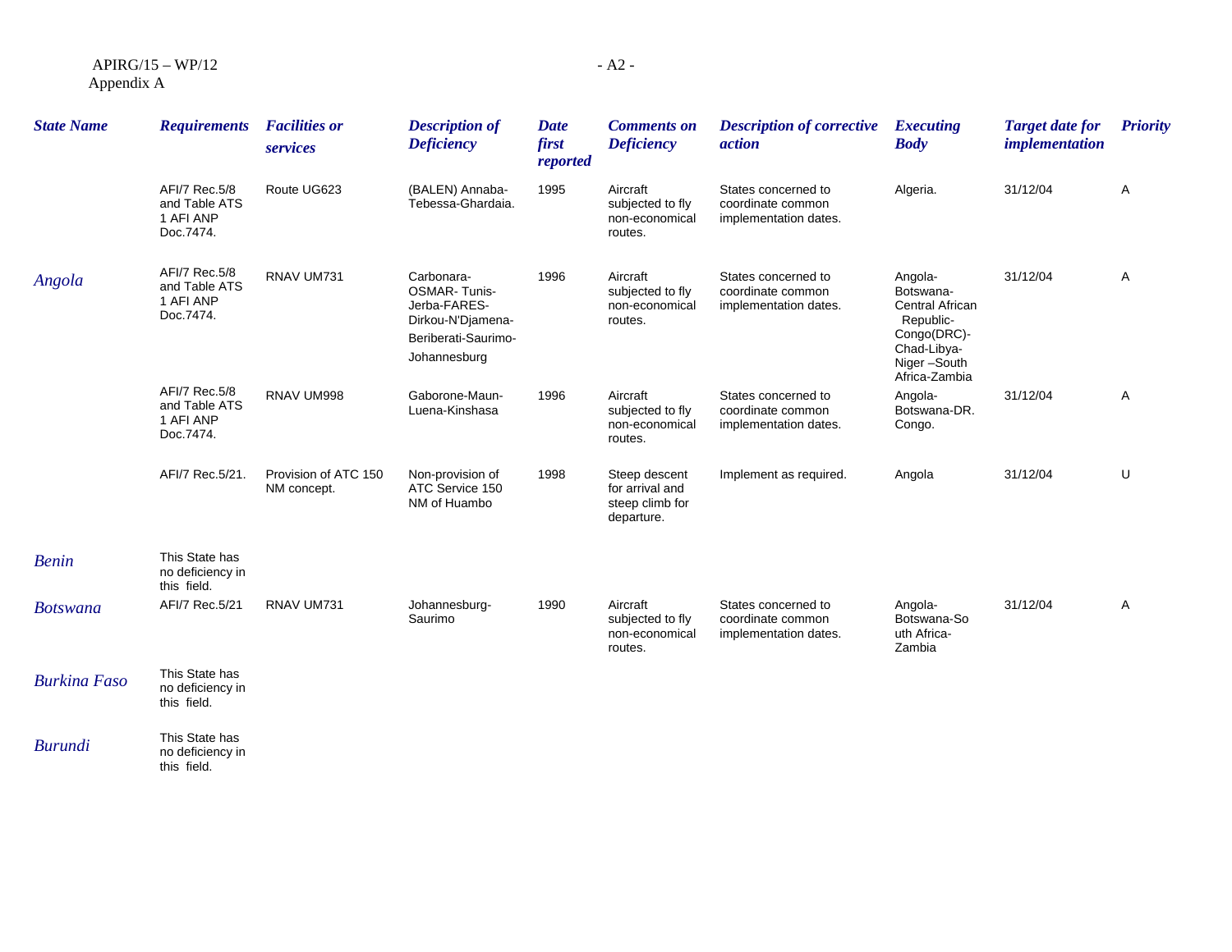| State Name | Requirements | Facilities or services | Description of Deficiency | Date first reported | Comments on Deficiency | Description of corrective action | Executing Body | Target date for implementation | Priority |
|---|---|---|---|---|---|---|---|---|---|
| | AFI/7 Rec.5/8 and Table ATS 1 AFI ANP Doc.7474. | Route UG623 | (BALEN) Annaba-Tebessa-Ghardaia. | 1995 | Aircraft subjected to fly non-economical routes. | States concerned to coordinate common implementation dates. | Algeria. | 31/12/04 | A |
| Angola | AFI/7 Rec.5/8 and Table ATS 1 AFI ANP Doc.7474. | RNAV UM731 | Carbonara-OSMAR- Tunis-Jerba-FARES-Dirkou-N'Djamena-Beriberati-Saurimo-Johannesburg | 1996 | Aircraft subjected to fly non-economical routes. | States concerned to coordinate common implementation dates. | Angola-Botswana-Central African Republic-Congo(DRC)-Chad-Libya-Niger –South Africa-Zambia | 31/12/04 | A |
| | AFI/7 Rec.5/8 and Table ATS 1 AFI ANP Doc.7474. | RNAV UM998 | Gaborone-Maun-Luena-Kinshasa | 1996 | Aircraft subjected to fly non-economical routes. | States concerned to coordinate common implementation dates. | Angola-Botswana-DR. Congo. | 31/12/04 | A |
| | AFI/7 Rec.5/21. | Provision of ATC 150 NM concept. | Non-provision of ATC Service 150 NM of Huambo | 1998 | Steep descent for arrival and steep climb for departure. | Implement as required. | Angola | 31/12/04 | U |
| Benin | This State has no deficiency in this field. | | | | | | | | |
| Botswana | AFI/7 Rec.5/21 | RNAV UM731 | Johannesburg-Saurimo | 1990 | Aircraft subjected to fly non-economical routes. | States concerned to coordinate common implementation dates. | Angola-Botswana-South Africa-Zambia | 31/12/04 | A |
| Burkina Faso | This State has no deficiency in this field. | | | | | | | | |
| Burundi | This State has no deficiency in this field. | | | | | | | | |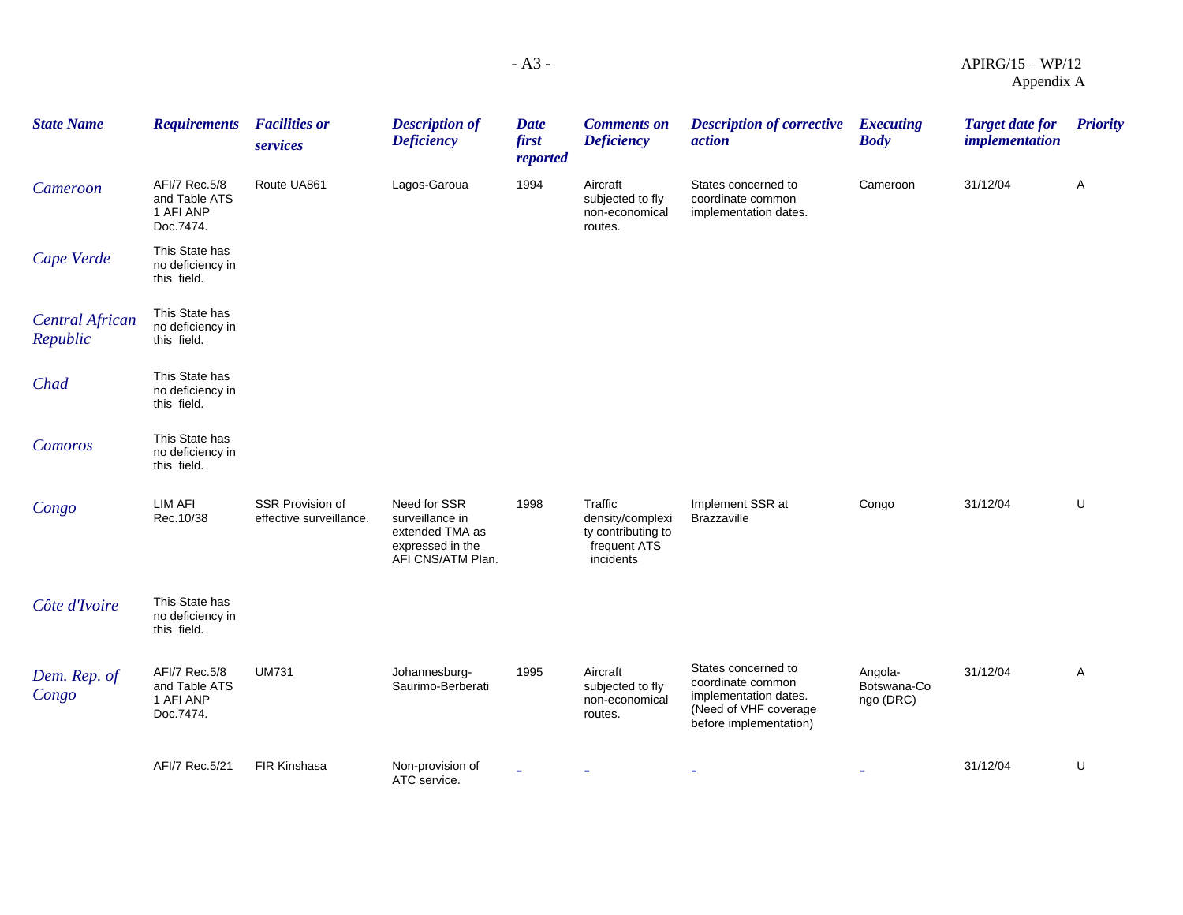| State Name | Requirements | Facilities or services | Description of Deficiency | Date first reported | Comments on Deficiency | Description of corrective action | Executing Body | Target date for implementation | Priority |
|---|---|---|---|---|---|---|---|---|---|
| Cameroon | AFI/7 Rec.5/8 and Table ATS 1 AFI ANP Doc.7474. | Route UA861 | Lagos-Garoua | 1994 | Aircraft subjected to fly non-economical routes. | States concerned to coordinate common implementation dates. | Cameroon | 31/12/04 | A |
| Cape Verde | This State has no deficiency in this field. | | | | | | | | |
| Central African Republic | This State has no deficiency in this field. | | | | | | | | |
| Chad | This State has no deficiency in this field. | | | | | | | | |
| Comoros | This State has no deficiency in this field. | | | | | | | | |
| Congo | LIM AFI Rec.10/38 | SSR Provision of effective surveillance. | Need for SSR surveillance in extended TMA as expressed in the AFI CNS/ATM Plan. | 1998 | Traffic density/complexity contributing to frequent ATS incidents | Implement SSR at Brazzaville | Congo | 31/12/04 | U |
| Côte d'Ivoire | This State has no deficiency in this field. | | | | | | | | |
| Dem. Rep. of Congo | AFI/7 Rec.5/8 and Table ATS 1 AFI ANP Doc.7474. | UM731 | Johannesburg-Saurimo-Berberati | 1995 | Aircraft subjected to fly non-economical routes. | States concerned to coordinate common implementation dates. (Need of VHF coverage before implementation) | Angola-Botswana-Congo (DRC) | 31/12/04 | A |
| | AFI/7 Rec.5/21 | FIR Kinshasa | Non-provision of ATC service. | - | - | - | - | 31/12/04 | U |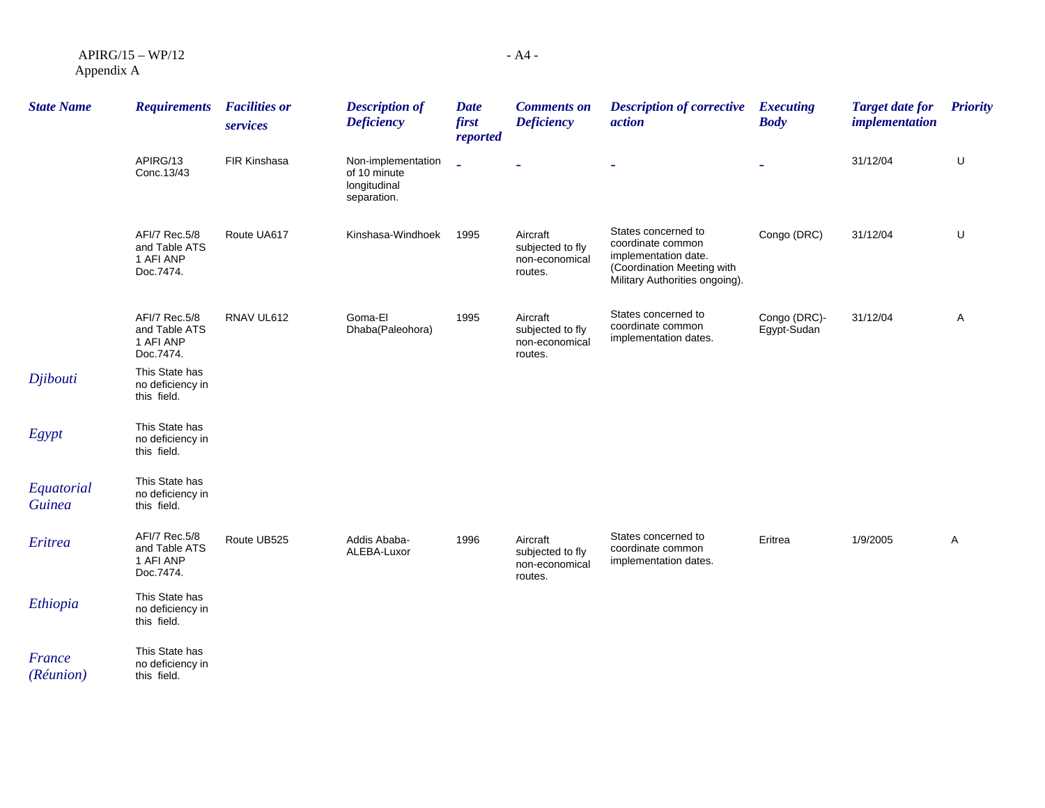| State Name | Requirements | Facilities or services | Description of Deficiency | Date first reported | Comments on Deficiency | Description of corrective action | Executing Body | Target date for implementation | Priority |
|---|---|---|---|---|---|---|---|---|---|
| | APIRG/13 Conc.13/43 | FIR Kinshasa | Non-implementation of 10 minute longitudinal separation. | - | - | - | - | 31/12/04 | U |
| | AFI/7 Rec.5/8 and Table ATS 1 AFI ANP Doc.7474. | Route UA617 | Kinshasa-Windhoek | 1995 | Aircraft subjected to fly non-economical routes. | States concerned to coordinate common implementation date. (Coordination Meeting with Military Authorities ongoing). | Congo (DRC) | 31/12/04 | U |
| | AFI/7 Rec.5/8 and Table ATS 1 AFI ANP Doc.7474. | RNAV UL612 | Goma-El Dhaba(Paleohora) | 1995 | Aircraft subjected to fly non-economical routes. | States concerned to coordinate common implementation dates. | Congo (DRC)-Egypt-Sudan | 31/12/04 | A |
| *Djibouti* | This State has no deficiency in this field. | | | | | | | | |
| *Egypt* | This State has no deficiency in this field. | | | | | | | | |
| *Equatorial Guinea* | This State has no deficiency in this field. | | | | | | | | |
| *Eritrea* | AFI/7 Rec.5/8 and Table ATS 1 AFI ANP Doc.7474. | Route UB525 | Addis Ababa-ALEBA-Luxor | 1996 | Aircraft subjected to fly non-economical routes. | States concerned to coordinate common implementation dates. | Eritrea | 1/9/2005 | A |
| *Ethiopia* | This State has no deficiency in this field. | | | | | | | | |
| *France (Réunion)* | This State has no deficiency in this field. | | | | | | | | |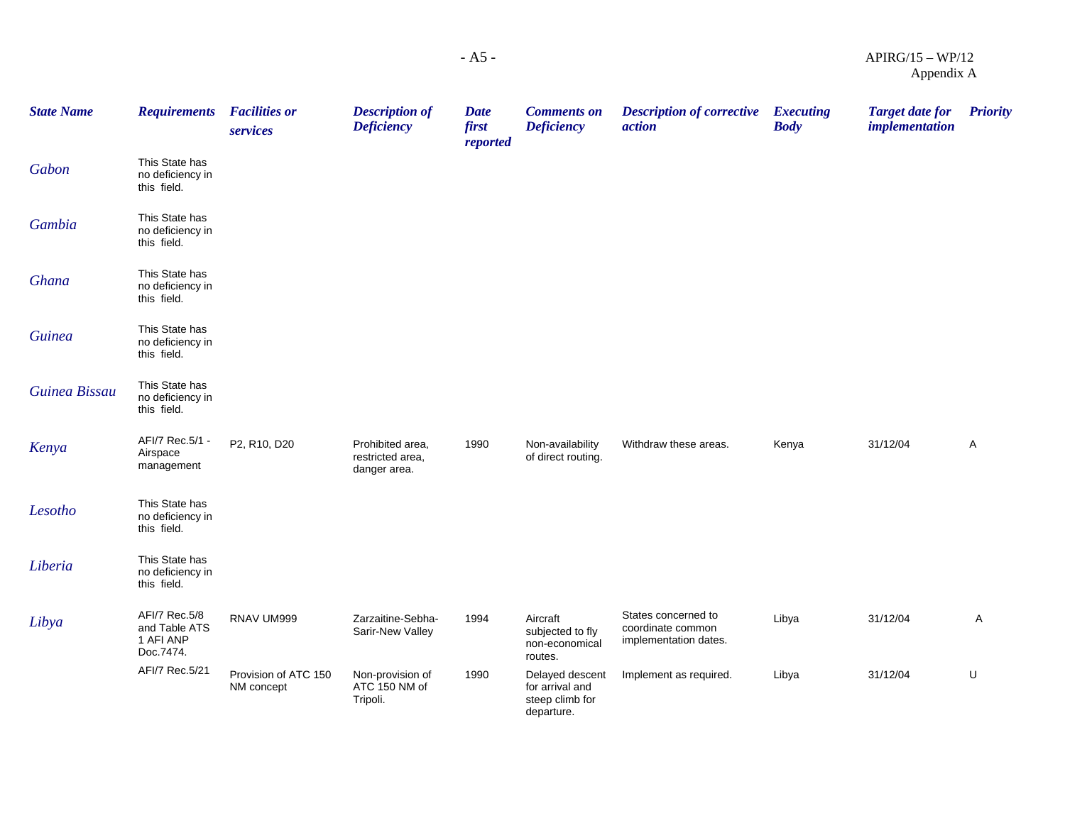| *State Name* | *Requirements* | *Facilities or services* | *Description of Deficiency* | *Date first reported* | *Comments on Deficiency* | *Description of corrective action* | *Executing Body* | *Target date for implementation* | *Priority* |
|---|---|---|---|---|---|---|---|---|---|
| *Gabon* | This State has no deficiency in this field. | | | | | | | | |
| *Gambia* | This State has no deficiency in this field. | | | | | | | | |
| *Ghana* | This State has no deficiency in this field. | | | | | | | | |
| *Guinea* | This State has no deficiency in this field. | | | | | | | | |
| *Guinea Bissau* | This State has no deficiency in this field. | | | | | | | | |
| *Kenya* | AFI/7 Rec.5/1 - Airspace management | P2, R10, D20 | Prohibited area, restricted area, danger area. | 1990 | Non-availability of direct routing. | Withdraw these areas. | Kenya | 31/12/04 | A |
| *Lesotho* | This State has no deficiency in this field. | | | | | | | | |
| *Liberia* | This State has no deficiency in this field. | | | | | | | | |
| *Libya* | AFI/7 Rec.5/8 and Table ATS 1 AFI ANP Doc.7474. | RNAV UM999 | Zarzaitine-Sebha-Sarir-New Valley | 1994 | Aircraft subjected to fly non-economical routes. | States concerned to coordinate common implementation dates. | Libya | 31/12/04 | A |
| | AFI/7 Rec.5/21 | Provision of ATC 150 NM concept | Non-provision of ATC 150 NM of Tripoli. | 1990 | Delayed descent for arrival and steep climb for departure. | Implement as required. | Libya | 31/12/04 | U |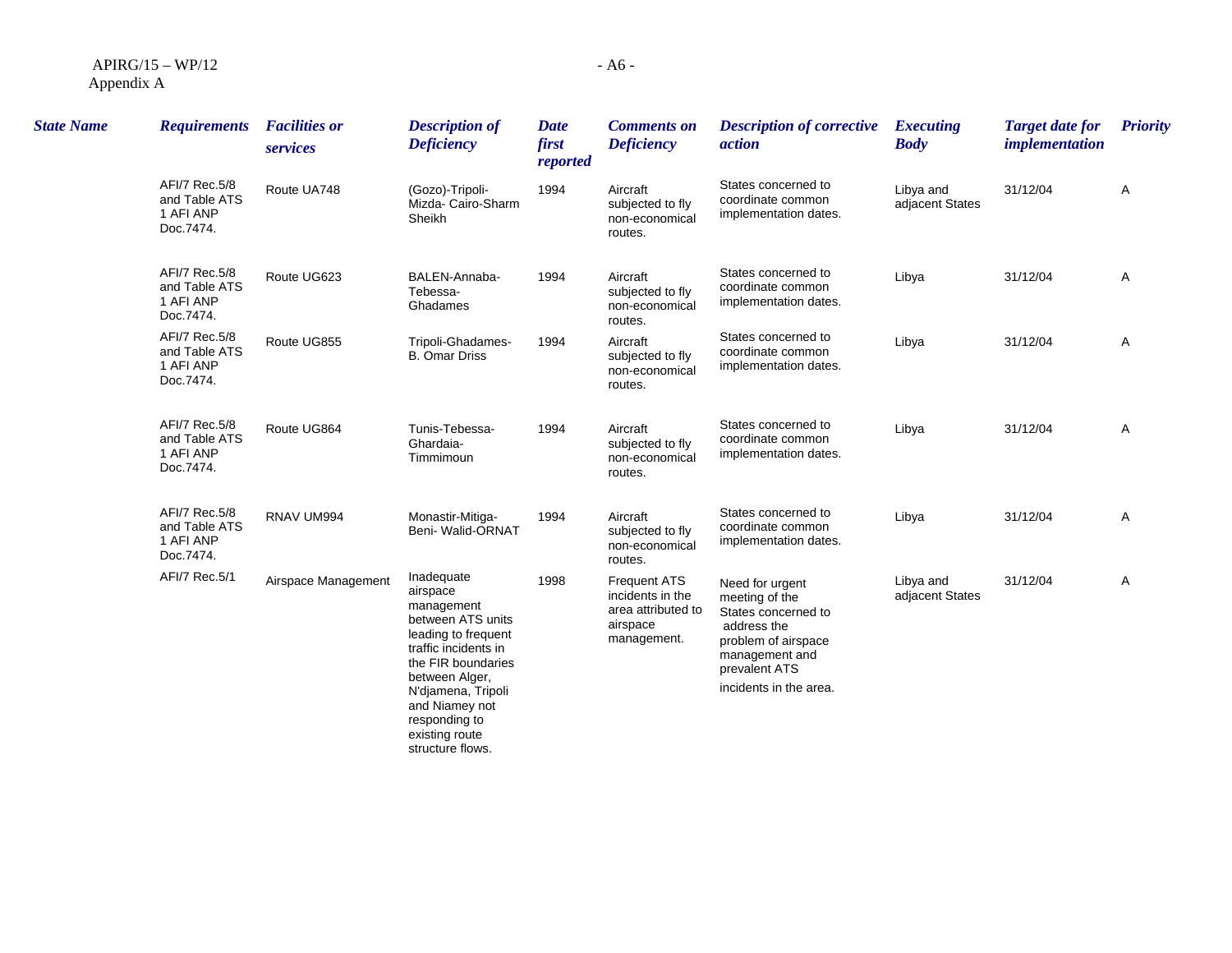| State Name | Requirements | Facilities or services | Description of Deficiency | Date first reported | Comments on Deficiency | Description of corrective action | Executing Body | Target date for implementation | Priority |
|---|---|---|---|---|---|---|---|---|---|
| | AFI/7 Rec.5/8 and Table ATS 1 AFI ANP Doc.7474. | Route UA748 | (Gozo)-Tripoli-Mizda- Cairo-Sharm Sheikh | 1994 | Aircraft subjected to fly non-economical routes. | States concerned to coordinate common implementation dates. | Libya and adjacent States | 31/12/04 | A |
| | AFI/7 Rec.5/8 and Table ATS 1 AFI ANP Doc.7474. | Route UG623 | BALEN-Annaba-Tebessa-Ghadames | 1994 | Aircraft subjected to fly non-economical routes. | States concerned to coordinate common implementation dates. | Libya | 31/12/04 | A |
| | AFI/7 Rec.5/8 and Table ATS 1 AFI ANP Doc.7474. | Route UG855 | Tripoli-Ghadames-B. Omar Driss | 1994 | Aircraft subjected to fly non-economical routes. | States concerned to coordinate common implementation dates. | Libya | 31/12/04 | A |
| | AFI/7 Rec.5/8 and Table ATS 1 AFI ANP Doc.7474. | Route UG864 | Tunis-Tebessa-Ghardaia-Timmimoun | 1994 | Aircraft subjected to fly non-economical routes. | States concerned to coordinate common implementation dates. | Libya | 31/12/04 | A |
| | AFI/7 Rec.5/8 and Table ATS 1 AFI ANP Doc.7474. | RNAV UM994 | Monastir-Mitiga-Beni- Walid-ORNAT | 1994 | Aircraft subjected to fly non-economical routes. | States concerned to coordinate common implementation dates. | Libya | 31/12/04 | A |
| | AFI/7 Rec.5/1 | Airspace Management | Inadequate airspace management between ATS units leading to frequent traffic incidents in the FIR boundaries between Alger, N'djamena, Tripoli and Niamey not responding to existing route structure flows. | 1998 | Frequent ATS incidents in the area attributed to airspace management. | Need for urgent meeting of the States concerned to address the problem of airspace management and prevalent ATS incidents in the area. | Libya and adjacent States | 31/12/04 | A |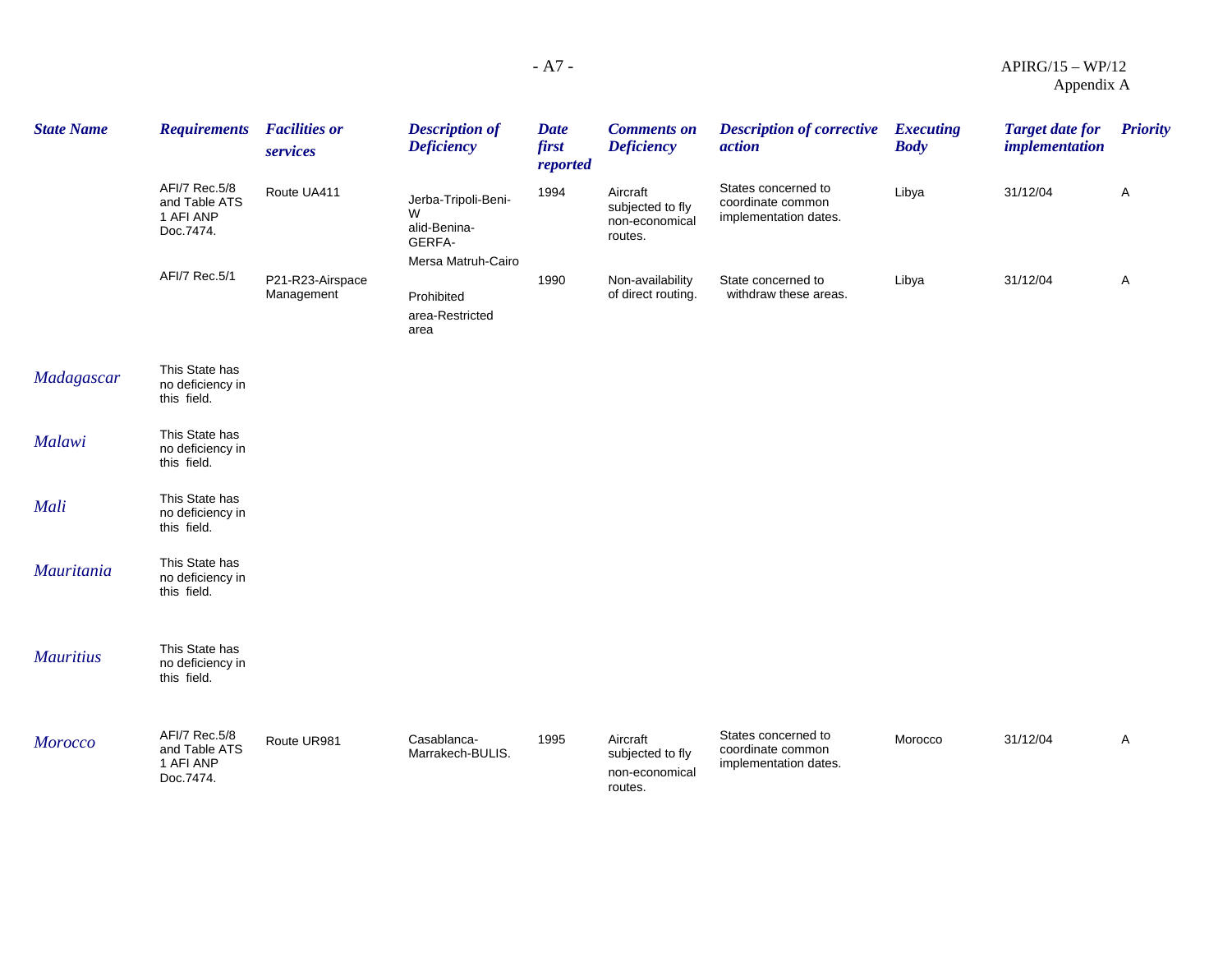| State Name | Requirements | Facilities or services | Description of Deficiency | Date first reported | Comments on Deficiency | Description of corrective action | Executing Body | Target date for implementation | Priority |
|---|---|---|---|---|---|---|---|---|---|
| | AFI/7 Rec.5/8 and Table ATS 1 AFI ANP Doc.7474. | Route UA411 | Jerba-Tripoli-Beni-W alid-Benina-GERFA- Mersa Matruh-Cairo | 1994 | Aircraft subjected to fly non-economical routes. | States concerned to coordinate common implementation dates. | Libya | 31/12/04 | A |
| | AFI/7 Rec.5/1 | P21-R23-Airspace Management | Prohibited area-Restricted area | 1990 | Non-availability of direct routing. | State concerned to withdraw these areas. | Libya | 31/12/04 | A |
| *Madagascar* | This State has no deficiency in this field. | | | | | | | | |
| *Malawi* | This State has no deficiency in this field. | | | | | | | | |
| *Mali* | This State has no deficiency in this field. | | | | | | | | |
| *Mauritania* | This State has no deficiency in this field. | | | | | | | | |
| *Mauritius* | This State has no deficiency in this field. | | | | | | | | |
| *Morocco* | AFI/7 Rec.5/8 and Table ATS 1 AFI ANP Doc.7474. | Route UR981 | Casablanca-Marrakech-BULIS. | 1995 | Aircraft subjected to fly non-economical routes. | States concerned to coordinate common implementation dates. | Morocco | 31/12/04 | A |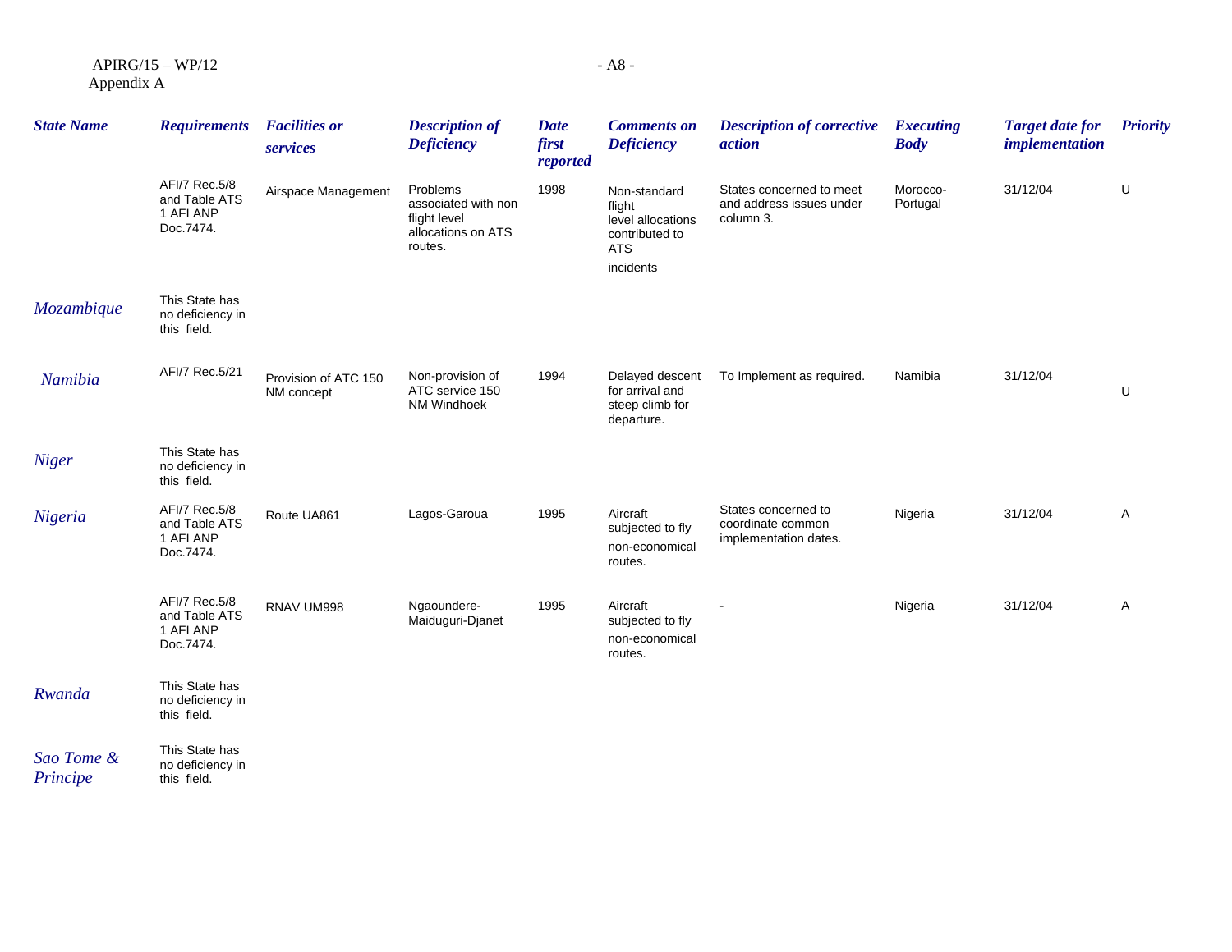| State Name | Requirements | Facilities or services | Description of Deficiency | Date first reported | Comments on Deficiency | Description of corrective action | Executing Body | Target date for implementation | Priority |
|---|---|---|---|---|---|---|---|---|---|
| | AFI/7 Rec.5/8 and Table ATS 1 AFI ANP Doc.7474. | Airspace Management | Problems associated with non flight level allocations on ATS routes. | 1998 | Non-standard flight level allocations contributed to ATS incidents | States concerned to meet and address issues under column 3. | Morocco-Portugal | 31/12/04 | U |
| *Mozambique* | This State has no deficiency in this field. | | | | | | | | |
| *Namibia* | AFI/7 Rec.5/21 | Provision of ATC 150 NM concept | Non-provision of ATC service 150 NM Windhoek | 1994 | Delayed descent for arrival and steep climb for departure. | To Implement as required. | Namibia | 31/12/04 | U |
| *Niger* | This State has no deficiency in this field. | | | | | | | | |
| *Nigeria* | AFI/7 Rec.5/8 and Table ATS 1 AFI ANP Doc.7474. | Route UA861 | Lagos-Garoua | 1995 | Aircraft subjected to fly non-economical routes. | States concerned to coordinate common implementation dates. | Nigeria | 31/12/04 | A |
| | AFI/7 Rec.5/8 and Table ATS 1 AFI ANP Doc.7474. | RNAV UM998 | Ngaoundere-Maiduguri-Djanet | 1995 | Aircraft subjected to fly non-economical routes. | - | Nigeria | 31/12/04 | A |
| *Rwanda* | This State has no deficiency in this field. | | | | | | | | |
| *Sao Tome & Principe* | This State has no deficiency in this field. | | | | | | | | |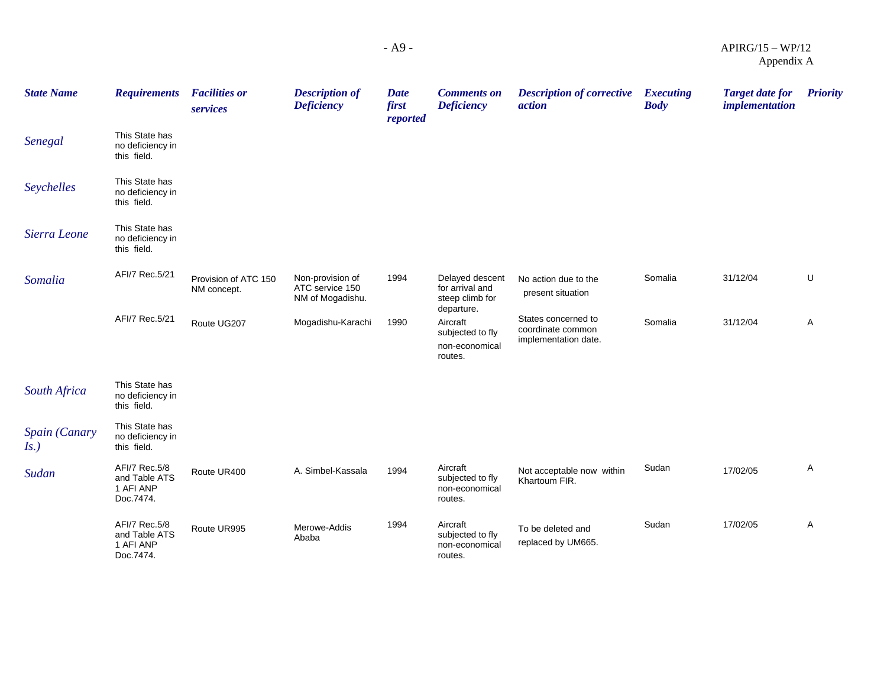| State Name | Requirements | Facilities or services | Description of Deficiency | Date first reported | Comments on Deficiency | Description of corrective action | Executing Body | Target date for implementation | Priority |
|---|---|---|---|---|---|---|---|---|---|
| Senegal | This State has no deficiency in this field. | | | | | | | | |
| Seychelles | This State has no deficiency in this field. | | | | | | | | |
| Sierra Leone | This State has no deficiency in this field. | | | | | | | | |
| Somalia | AFI/7 Rec.5/21 | Provision of ATC 150 NM concept. | Non-provision of ATC service 150 NM of Mogadishu. | 1994 | Delayed descent for arrival and steep climb for departure. | No action due to the present situation | Somalia | 31/12/04 | U |
| | AFI/7 Rec.5/21 | Route UG207 | Mogadishu-Karachi | 1990 | Aircraft subjected to fly non-economical routes. | States concerned to coordinate common implementation date. | Somalia | 31/12/04 | A |
| South Africa | This State has no deficiency in this field. | | | | | | | | |
| Spain (Canary Is.) | This State has no deficiency in this field. | | | | | | | | |
| Sudan | AFI/7 Rec.5/8 and Table ATS 1 AFI ANP Doc.7474. | Route UR400 | A. Simbel-Kassala | 1994 | Aircraft subjected to fly non-economical routes. | Not acceptable now within Khartoum FIR. | Sudan | 17/02/05 | A |
| | AFI/7 Rec.5/8 and Table ATS 1 AFI ANP Doc.7474. | Route UR995 | Merowe-Addis Ababa | 1994 | Aircraft subjected to fly non-economical routes. | To be deleted and replaced by UM665. | Sudan | 17/02/05 | A |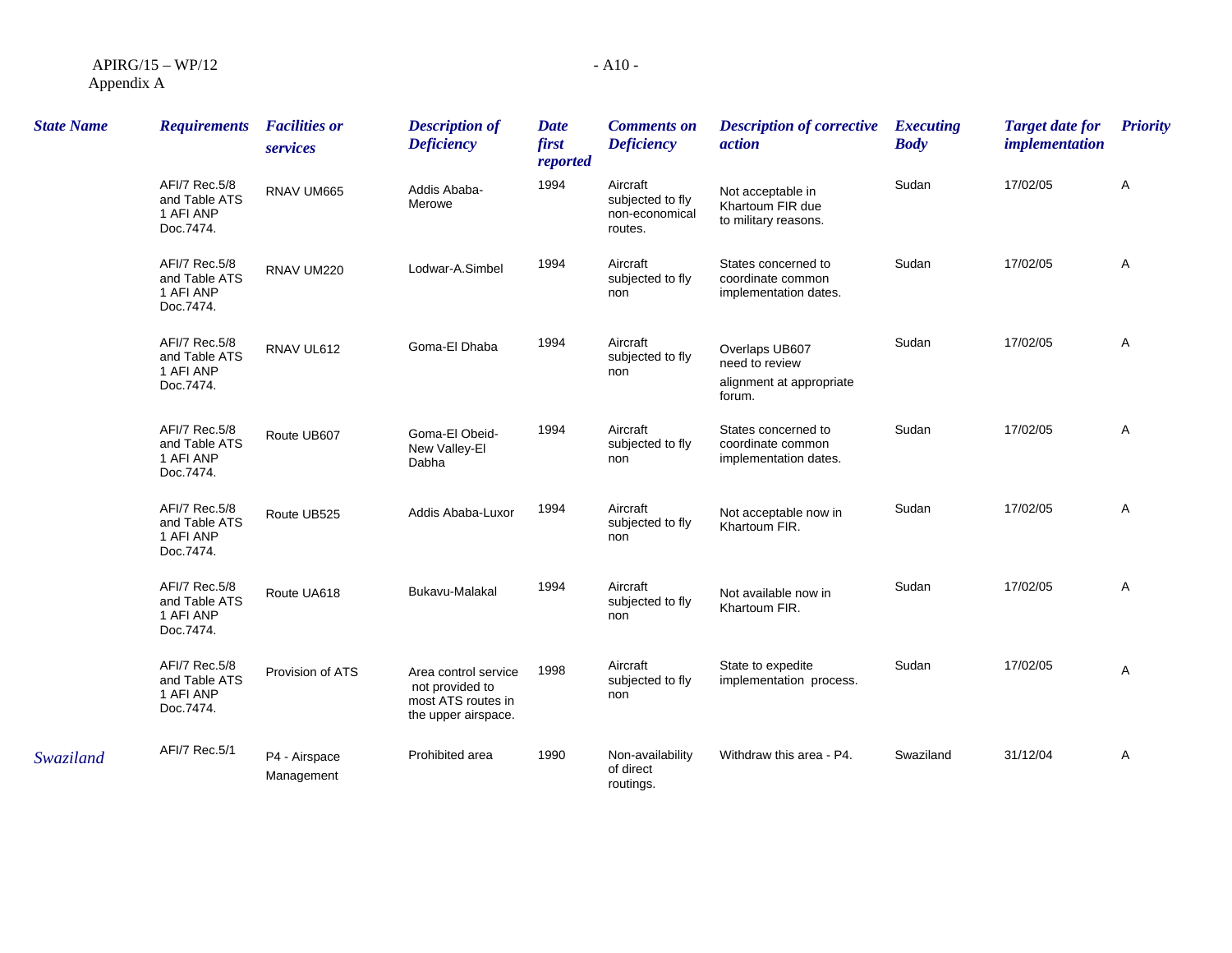| State Name | Requirements | Facilities or services | Description of Deficiency | Date first reported | Comments on Deficiency | Description of corrective action | Executing Body | Target date for implementation | Priority |
|---|---|---|---|---|---|---|---|---|---|
| | AFI/7 Rec.5/8 and Table ATS 1 AFI ANP Doc.7474. | RNAV UM665 | Addis Ababa-Merowe | 1994 | Aircraft subjected to fly non-economical routes. | Not acceptable in Khartoum FIR due to military reasons. | Sudan | 17/02/05 | A |
| | AFI/7 Rec.5/8 and Table ATS 1 AFI ANP Doc.7474. | RNAV UM220 | Lodwar-A.Simbel | 1994 | Aircraft subjected to fly non | States concerned to coordinate common implementation dates. | Sudan | 17/02/05 | A |
| | AFI/7 Rec.5/8 and Table ATS 1 AFI ANP Doc.7474. | RNAV UL612 | Goma-El Dhaba | 1994 | Aircraft subjected to fly non | Overlaps UB607 need to review alignment at appropriate forum. | Sudan | 17/02/05 | A |
| | AFI/7 Rec.5/8 and Table ATS 1 AFI ANP Doc.7474. | Route UB607 | Goma-El Obeid-New Valley-El Dabha | 1994 | Aircraft subjected to fly non | States concerned to coordinate common implementation dates. | Sudan | 17/02/05 | A |
| | AFI/7 Rec.5/8 and Table ATS 1 AFI ANP Doc.7474. | Route UB525 | Addis Ababa-Luxor | 1994 | Aircraft subjected to fly non | Not acceptable now in Khartoum FIR. | Sudan | 17/02/05 | A |
| | AFI/7 Rec.5/8 and Table ATS 1 AFI ANP Doc.7474. | Route UA618 | Bukavu-Malakal | 1994 | Aircraft subjected to fly non | Not available now in Khartoum FIR. | Sudan | 17/02/05 | A |
| | AFI/7 Rec.5/8 and Table ATS 1 AFI ANP Doc.7474. | Provision of ATS | Area control service not provided to most ATS routes in the upper airspace. | 1998 | Aircraft subjected to fly non | State to expedite implementation process. | Sudan | 17/02/05 | A |
| *Swaziland* | AFI/7 Rec.5/1 | P4 - Airspace Management | Prohibited area | 1990 | Non-availability of direct routings. | Withdraw this area - P4. | Swaziland | 31/12/04 | A |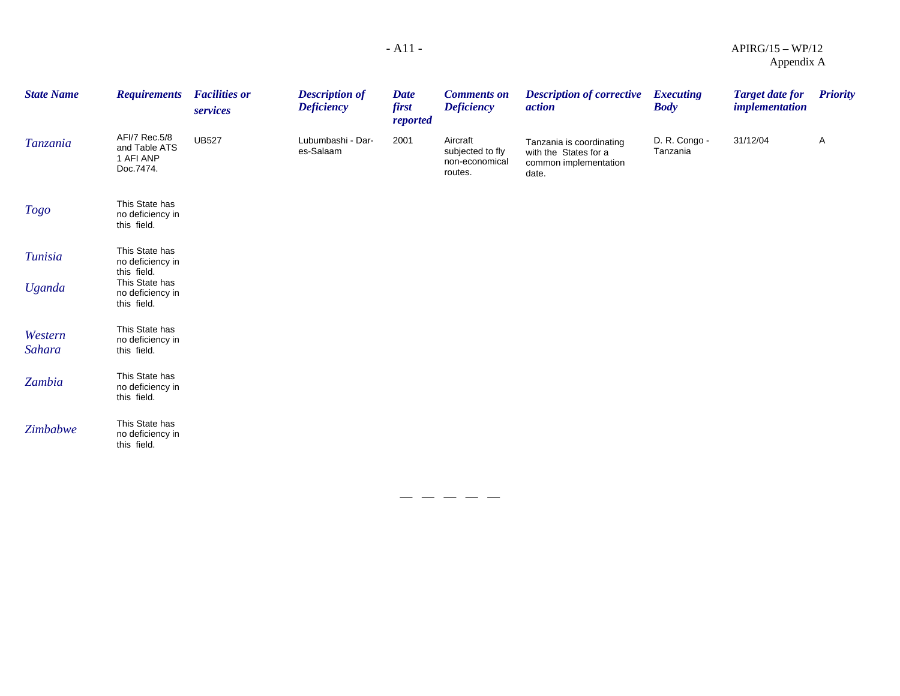| State Name | Requirements | Facilities or services | Description of Deficiency | Date first reported | Comments on Deficiency | Description of corrective action | Executing Body | Target date for implementation | Priority |
|---|---|---|---|---|---|---|---|---|---|
| Tanzania | AFI/7 Rec.5/8 and Table ATS 1 AFI ANP Doc.7474. | UB527 | Lubumbashi - Dar-es-Salaam | 2001 | Aircraft subjected to fly non-economical routes. | Tanzania is coordinating with the States for a common implementation date. | D. R. Congo - Tanzania | 31/12/04 | A |
| Togo | This State has no deficiency in this field. | | | | | | | | |
| Tunisia | This State has no deficiency in this field. | | | | | | | | |
| Uganda | This State has no deficiency in this field. | | | | | | | | |
| Western Sahara | This State has no deficiency in this field. | | | | | | | | |
| Zambia | This State has no deficiency in this field. | | | | | | | | |
| Zimbabwe | This State has no deficiency in this field. | | | | | | | | |

— — — — —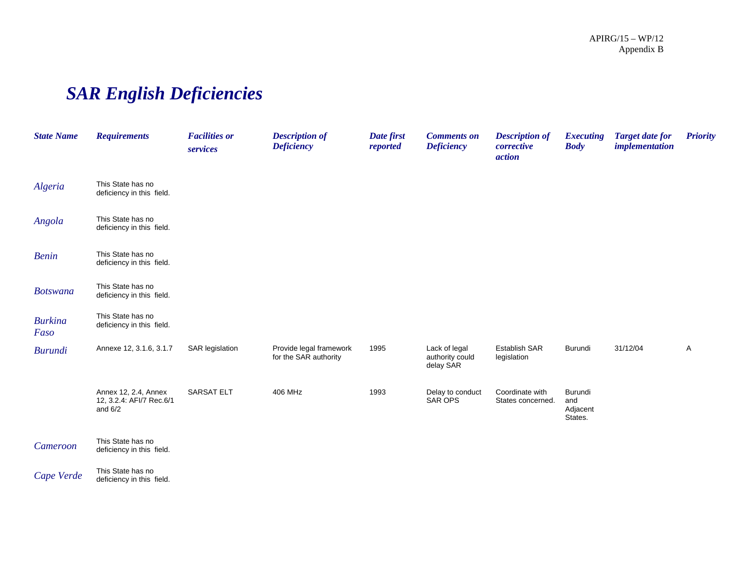APIRG/15 – WP/12
Appendix B

# SAR English Deficiencies

| State Name | Requirements | Facilities or services | Description of Deficiency | Date first reported | Comments on Deficiency | Description of corrective action | Executing Body | Target date for implementation | Priority |
|---|---|---|---|---|---|---|---|---|---|
| Algeria | This State has no deficiency in this field. | | | | | | | | |
| Angola | This State has no deficiency in this field. | | | | | | | | |
| Benin | This State has no deficiency in this field. | | | | | | | | |
| Botswana | This State has no deficiency in this field. | | | | | | | | |
| Burkina Faso | This State has no deficiency in this field. | | | | | | | | |
| Burundi | Annexe 12, 3.1.6, 3.1.7 | SAR legislation | Provide legal framework for the SAR authority | 1995 | Lack of legal authority could delay SAR | Establish SAR legislation | Burundi | 31/12/04 | A |
| | Annex 12, 2.4, Annex 12, 3.2.4: AFI/7 Rec.6/1 and 6/2 | SARSAT ELT | 406 MHz | 1993 | Delay to conduct SAR OPS | Coordinate with States concerned. | Burundi and Adjacent States. | | |
| Cameroon | This State has no deficiency in this field. | | | | | | | | |
| Cape Verde | This State has no deficiency in this field. | | | | | | | | |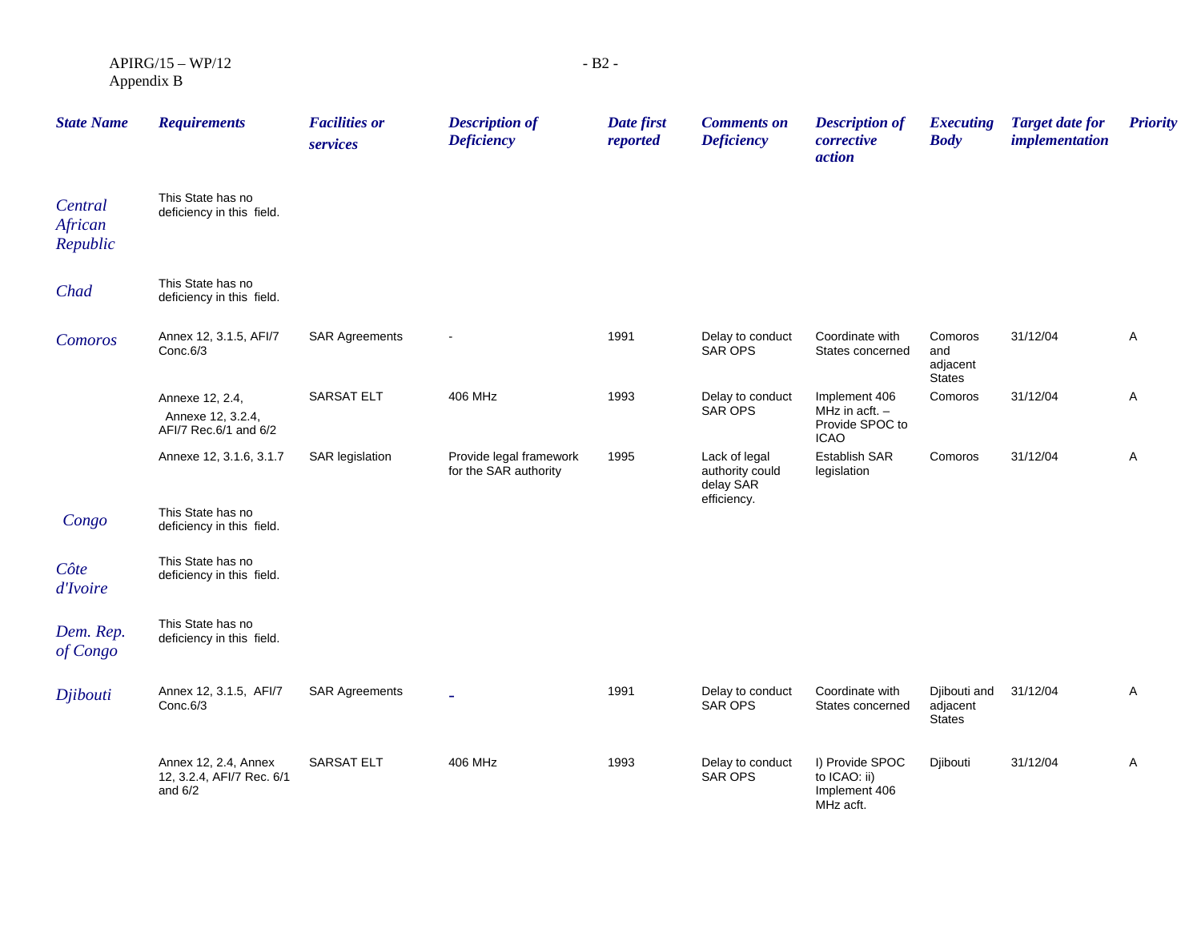| State Name | Requirements | Facilities or services | Description of Deficiency | Date first reported | Comments on Deficiency | Description of corrective action | Executing Body | Target date for implementation | Priority |
|---|---|---|---|---|---|---|---|---|---|
| Central African Republic | This State has no deficiency in this field. | | | | | | | | |
| Chad | This State has no deficiency in this field. | | | | | | | | |
| Comoros | Annex 12, 3.1.5, AFI/7 Conc.6/3 | SAR Agreements | - | 1991 | Delay to conduct SAR OPS | Coordinate with States concerned | Comoros and adjacent States | 31/12/04 | A |
| | Annexe 12, 2.4, Annexe 12, 3.2.4, AFI/7 Rec.6/1 and 6/2 | SARSAT ELT | 406 MHz | 1993 | Delay to conduct SAR OPS | Implement 406 MHz in acft. – Provide SPOC to ICAO | Comoros | 31/12/04 | A |
| | Annexe 12, 3.1.6, 3.1.7 | SAR legislation | Provide legal framework for the SAR authority | 1995 | Lack of legal authority could delay SAR efficiency. | Establish SAR legislation | Comoros | 31/12/04 | A |
| Congo | This State has no deficiency in this field. | | | | | | | | |
| Côte d'Ivoire | This State has no deficiency in this field. | | | | | | | | |
| Dem. Rep. of Congo | This State has no deficiency in this field. | | | | | | | | |
| Djibouti | Annex 12, 3.1.5, AFI/7 Conc.6/3 | SAR Agreements | - | 1991 | Delay to conduct SAR OPS | Coordinate with States concerned | Djibouti and adjacent States | 31/12/04 | A |
| | Annex 12, 2.4, Annex 12, 3.2.4, AFI/7 Rec. 6/1 and 6/2 | SARSAT ELT | 406 MHz | 1993 | Delay to conduct SAR OPS | I) Provide SPOC to ICAO: ii) Implement 406 MHz acft. | Djibouti | 31/12/04 | A |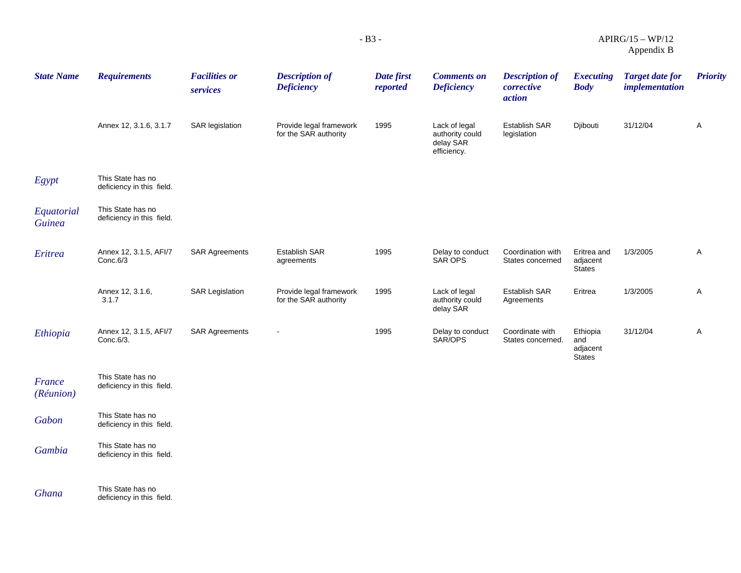| State Name | Requirements | Facilities or services | Description of Deficiency | Date first reported | Comments on Deficiency | Description of corrective action | Executing Body | Target date for implementation | Priority |
|---|---|---|---|---|---|---|---|---|---|
| | Annex 12, 3.1.6, 3.1.7 | SAR legislation | Provide legal framework for the SAR authority | 1995 | Lack of legal authority could delay SAR efficiency. | Establish SAR legislation | Djibouti | 31/12/04 | A |
| *Egypt* | This State has no deficiency in this field. | | | | | | | | |
| *Equatorial Guinea* | This State has no deficiency in this field. | | | | | | | | |
| *Eritrea* | Annex 12, 3.1.5, AFI/7 Conc.6/3 | SAR Agreements | Establish SAR agreements | 1995 | Delay to conduct SAR OPS | Coordination with States concerned | Eritrea and adjacent States | 1/3/2005 | A |
| | Annex 12, 3.1.6, 3.1.7 | SAR Legislation | Provide legal framework for the SAR authority | 1995 | Lack of legal authority could delay SAR | Establish SAR Agreements | Eritrea | 1/3/2005 | A |
| *Ethiopia* | Annex 12, 3.1.5, AFI/7 Conc.6/3. | SAR Agreements | - | 1995 | Delay to conduct SAR/OPS | Coordinate with States concerned. | Ethiopia and adjacent States | 31/12/04 | A |
| *France (Réunion)* | This State has no deficiency in this field. | | | | | | | | |
| *Gabon* | This State has no deficiency in this field. | | | | | | | | |
| *Gambia* | This State has no deficiency in this field. | | | | | | | | |
| *Ghana* | This State has no deficiency in this field. | | | | | | | | |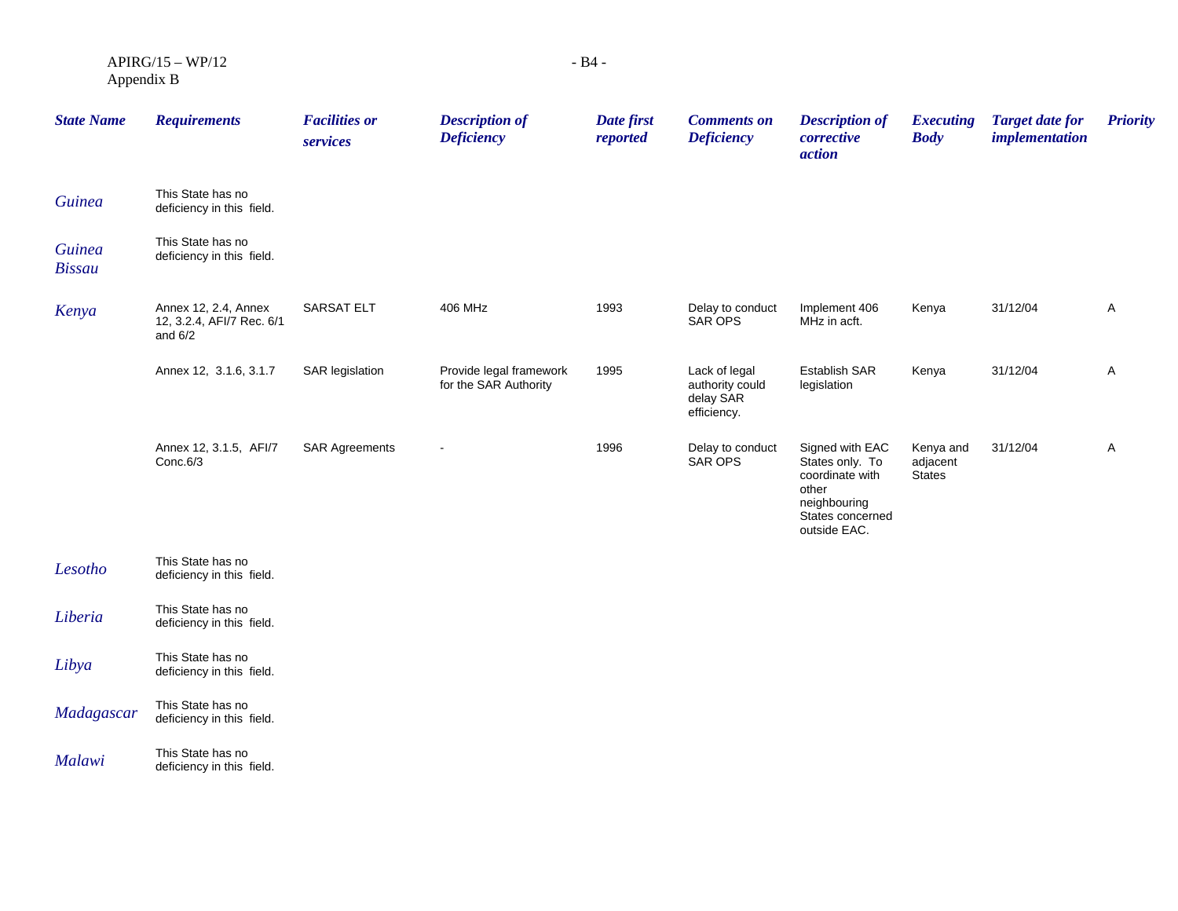| State Name | Requirements | Facilities or services | Description of Deficiency | Date first reported | Comments on Deficiency | Description of corrective action | Executing Body | Target date for implementation | Priority |
|---|---|---|---|---|---|---|---|---|---|
| Guinea | This State has no deficiency in this field. | | | | | | | | |
| Guinea Bissau | This State has no deficiency in this field. | | | | | | | | |
| Kenya | Annex 12, 2.4, Annex 12, 3.2.4, AFI/7 Rec. 6/1 and 6/2 | SARSAT ELT | 406 MHz | 1993 | Delay to conduct SAR OPS | Implement 406 MHz in acft. | Kenya | 31/12/04 | A |
| | Annex 12, 3.1.6, 3.1.7 | SAR legislation | Provide legal framework for the SAR Authority | 1995 | Lack of legal authority could delay SAR efficiency. | Establish SAR legislation | Kenya | 31/12/04 | A |
| | Annex 12, 3.1.5, AFI/7 Conc.6/3 | SAR Agreements | - | 1996 | Delay to conduct SAR OPS | Signed with EAC States only. To coordinate with other neighbouring States concerned outside EAC. | Kenya and adjacent States | 31/12/04 | A |
| Lesotho | This State has no deficiency in this field. | | | | | | | | |
| Liberia | This State has no deficiency in this field. | | | | | | | | |
| Libya | This State has no deficiency in this field. | | | | | | | | |
| Madagascar | This State has no deficiency in this field. | | | | | | | | |
| Malawi | This State has no deficiency in this field. | | | | | | | | |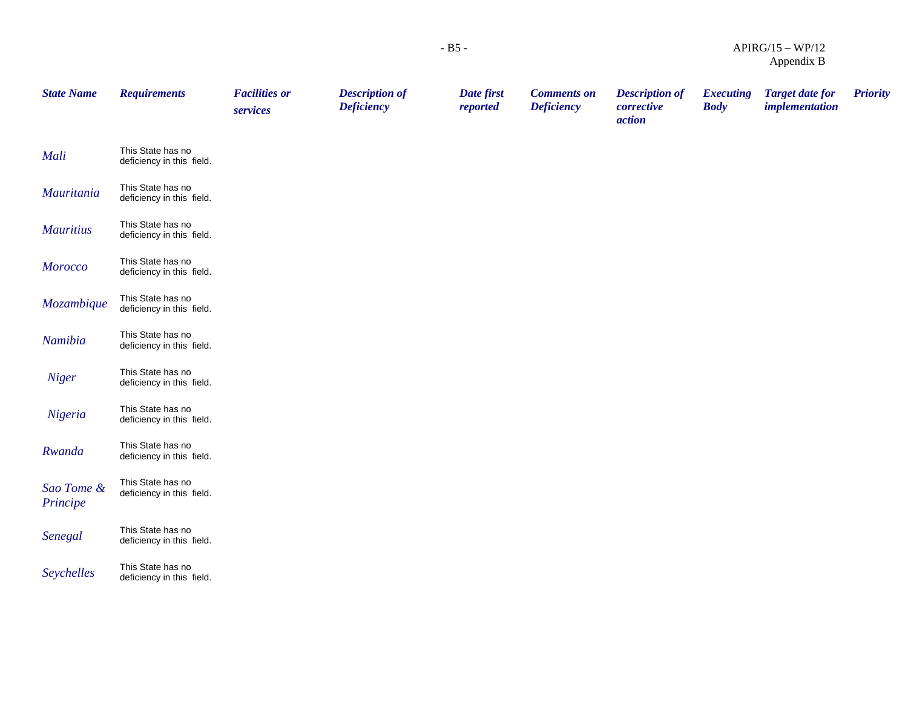| State Name | Requirements | Facilities or services | Description of Deficiency | Date first reported | Comments on Deficiency | Description of corrective action | Executing Body | Target date for implementation | Priority |
|---|---|---|---|---|---|---|---|---|---|
| Mali | This State has no deficiency in this field. | | | | | | | | |
| Mauritania | This State has no deficiency in this field. | | | | | | | | |
| Mauritius | This State has no deficiency in this field. | | | | | | | | |
| Morocco | This State has no deficiency in this field. | | | | | | | | |
| Mozambique | This State has no deficiency in this field. | | | | | | | | |
| Namibia | This State has no deficiency in this field. | | | | | | | | |
| Niger | This State has no deficiency in this field. | | | | | | | | |
| Nigeria | This State has no deficiency in this field. | | | | | | | | |
| Rwanda | This State has no deficiency in this field. | | | | | | | | |
| Sao Tome & Principe | This State has no deficiency in this field. | | | | | | | | |
| Senegal | This State has no deficiency in this field. | | | | | | | | |
| Seychelles | This State has no deficiency in this field. | | | | | | | | |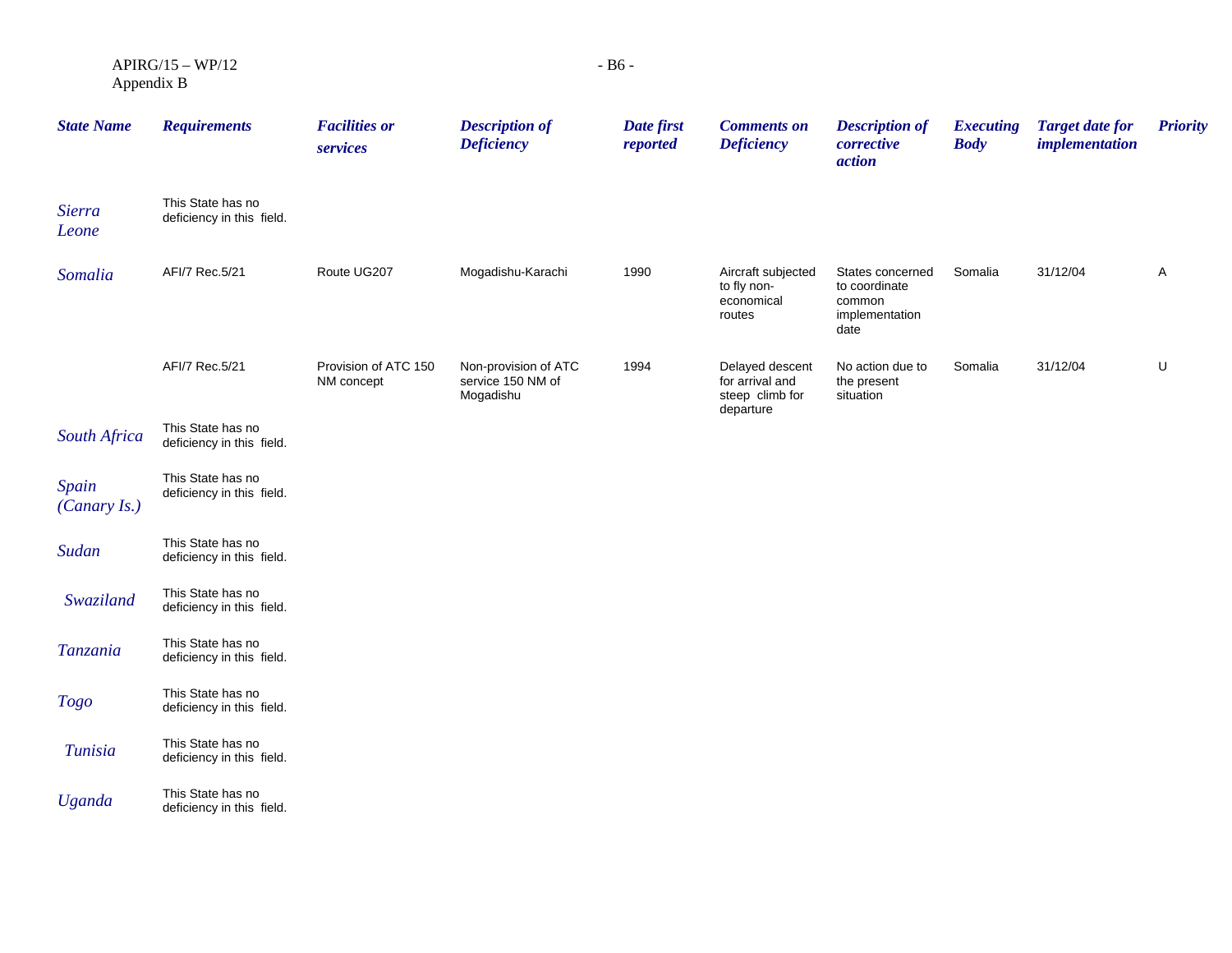| State Name | Requirements | Facilities or services | Description of Deficiency | Date first reported | Comments on Deficiency | Description of corrective action | Executing Body | Target date for implementation | Priority |
|---|---|---|---|---|---|---|---|---|---|
| Sierra Leone | This State has no deficiency in this field. | | | | | | | | |
| Somalia | AFI/7 Rec.5/21 | Route UG207 | Mogadishu-Karachi | 1990 | Aircraft subjected to fly non-economical routes | States concerned to coordinate common implementation date | Somalia | 31/12/04 | A |
| | AFI/7 Rec.5/21 | Provision of ATC 150 NM concept | Non-provision of ATC service 150 NM of Mogadishu | 1994 | Delayed descent for arrival and steep climb for departure | No action due to the present situation | Somalia | 31/12/04 | U |
| South Africa | This State has no deficiency in this field. | | | | | | | | |
| Spain (Canary Is.) | This State has no deficiency in this field. | | | | | | | | |
| Sudan | This State has no deficiency in this field. | | | | | | | | |
| Swaziland | This State has no deficiency in this field. | | | | | | | | |
| Tanzania | This State has no deficiency in this field. | | | | | | | | |
| Togo | This State has no deficiency in this field. | | | | | | | | |
| Tunisia | This State has no deficiency in this field. | | | | | | | | |
| Uganda | This State has no deficiency in this field. | | | | | | | | |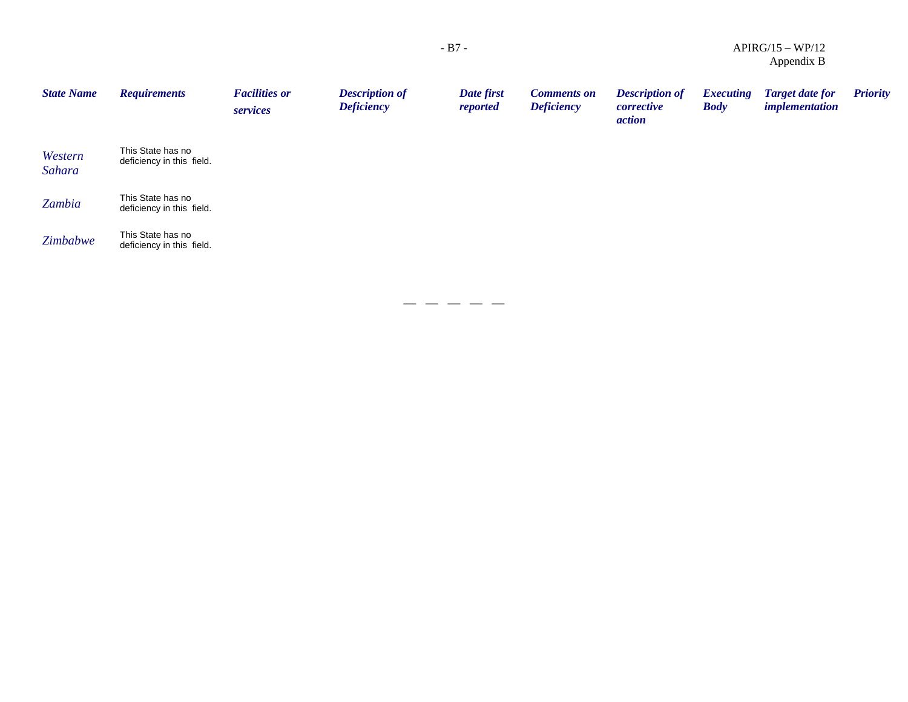| *State Name* | *Requirements* | *Facilities or services* | *Description of Deficiency* | *Date first reported* | *Comments on Deficiency* | *Description of corrective action* | *Executing Body* | *Target date for implementation* | *Priority* |
|---|---|---|---|---|---|---|---|---|---|
| *Western Sahara* | This State has no deficiency in this field. | | | | | | | | |
| *Zambia* | This State has no deficiency in this field. | | | | | | | | |
| *Zimbabwe* | This State has no deficiency in this field. | | | | | | | | |

— — — — —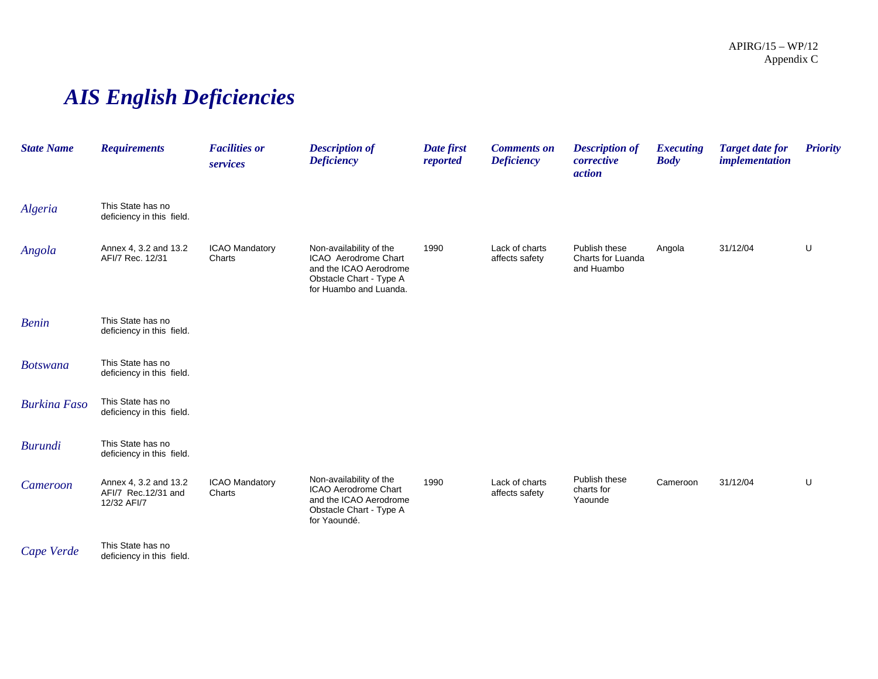# *AIS English Deficiencies*

| *State Name* | *Requirements* | *Facilities or services* | *Description of Deficiency* | *Date first reported* | *Comments on Deficiency* | *Description of corrective action* | *Executing Body* | *Target date for implementation* | *Priority* |
|---|---|---|---|---|---|---|---|---|---|
| *Algeria* | This State has no deficiency in this field. | | | | | | | | |
| *Angola* | Annex 4, 3.2 and 13.2 AFI/7 Rec. 12/31 | ICAO Mandatory Charts | Non-availability of the ICAO Aerodrome Chart and the ICAO Aerodrome Obstacle Chart - Type A for Huambo and Luanda. | 1990 | Lack of charts affects safety | Publish these Charts for Luanda and Huambo | Angola | 31/12/04 | U |
| *Benin* | This State has no deficiency in this field. | | | | | | | | |
| *Botswana* | This State has no deficiency in this field. | | | | | | | | |
| *Burkina Faso* | This State has no deficiency in this field. | | | | | | | | |
| *Burundi* | This State has no deficiency in this field. | | | | | | | | |
| *Cameroon* | Annex 4, 3.2 and 13.2 AFI/7 Rec.12/31 and 12/32 AFI/7 | ICAO Mandatory Charts | Non-availability of the ICAO Aerodrome Chart and the ICAO Aerodrome Obstacle Chart - Type A for Yaoundé. | 1990 | Lack of charts affects safety | Publish these charts for Yaounde | Cameroon | 31/12/04 | U |
| *Cape Verde* | This State has no deficiency in this field. | | | | | | | | |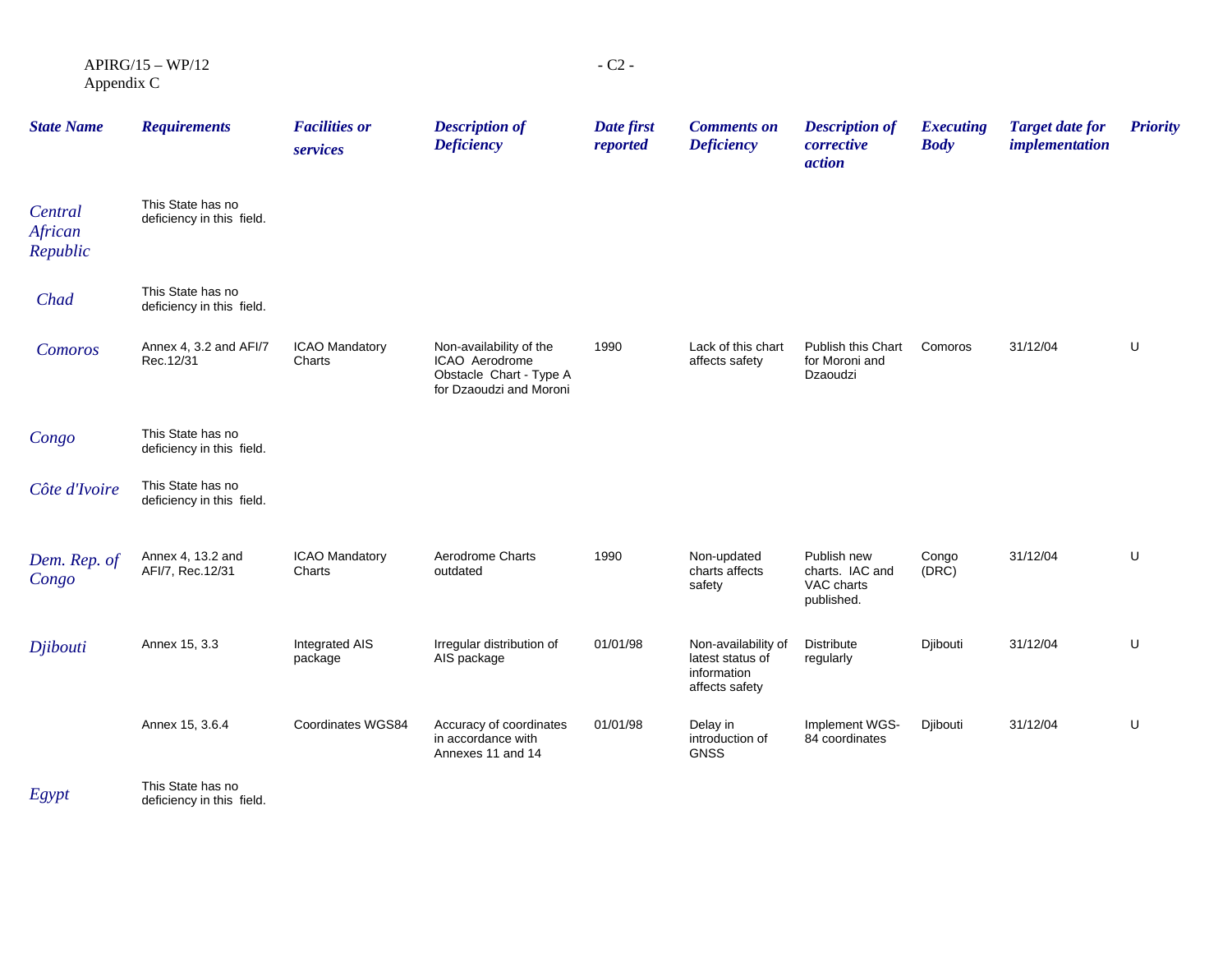| State Name | Requirements | Facilities or services | Description of Deficiency | Date first reported | Comments on Deficiency | Description of corrective action | Executing Body | Target date for implementation | Priority |
|---|---|---|---|---|---|---|---|---|---|
| Central African Republic | This State has no deficiency in this field. | | | | | | | | |
| Chad | This State has no deficiency in this field. | | | | | | | | |
| Comoros | Annex 4, 3.2 and AFI/7 Rec.12/31 | ICAO Mandatory Charts | Non-availability of the ICAO Aerodrome Obstacle Chart - Type A for Dzaoudzi and Moroni | 1990 | Lack of this chart affects safety | Publish this Chart for Moroni and Dzaoudzi | Comoros | 31/12/04 | U |
| Congo | This State has no deficiency in this field. | | | | | | | | |
| Côte d'Ivoire | This State has no deficiency in this field. | | | | | | | | |
| Dem. Rep. of Congo | Annex 4, 13.2 and AFI/7, Rec.12/31 | ICAO Mandatory Charts | Aerodrome Charts outdated | 1990 | Non-updated charts affects safety | Publish new charts. IAC and VAC charts published. | Congo (DRC) | 31/12/04 | U |
| Djibouti | Annex 15, 3.3 | Integrated AIS package | Irregular distribution of AIS package | 01/01/98 | Non-availability of latest status of information affects safety | Distribute regularly | Djibouti | 31/12/04 | U |
| | Annex 15, 3.6.4 | Coordinates WGS84 | Accuracy of coordinates in accordance with Annexes 11 and 14 | 01/01/98 | Delay in introduction of GNSS | Implement WGS-84 coordinates | Djibouti | 31/12/04 | U |
| Egypt | This State has no deficiency in this field. | | | | | | | | |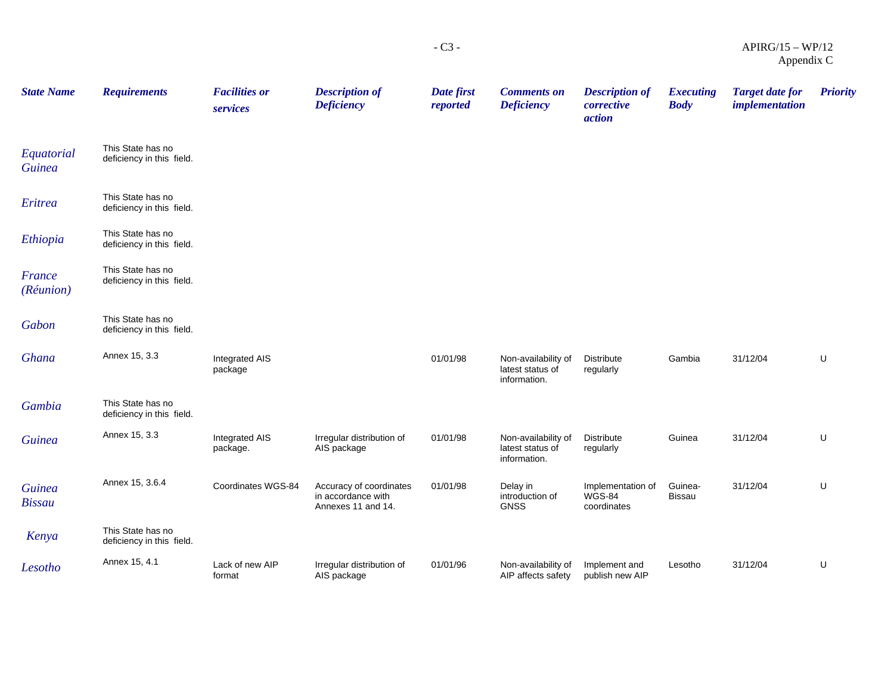| State Name | Requirements | Facilities or services | Description of Deficiency | Date first reported | Comments on Deficiency | Description of corrective action | Executing Body | Target date for implementation | Priority |
|---|---|---|---|---|---|---|---|---|---|
| Equatorial Guinea | This State has no deficiency in this field. | | | | | | | | |
| Eritrea | This State has no deficiency in this field. | | | | | | | | |
| Ethiopia | This State has no deficiency in this field. | | | | | | | | |
| France (Réunion) | This State has no deficiency in this field. | | | | | | | | |
| Gabon | This State has no deficiency in this field. | | | | | | | | |
| Ghana | Annex 15, 3.3 | Integrated AIS package | | 01/01/98 | Non-availability of latest status of information. | Distribute regularly | Gambia | 31/12/04 | U |
| Gambia | This State has no deficiency in this field. | | | | | | | | |
| Guinea | Annex 15, 3.3 | Integrated AIS package. | Irregular distribution of AIS package | 01/01/98 | Non-availability of latest status of information. | Distribute regularly | Guinea | 31/12/04 | U |
| Guinea Bissau | Annex 15, 3.6.4 | Coordinates WGS-84 | Accuracy of coordinates in accordance with Annexes 11 and 14. | 01/01/98 | Delay in introduction of GNSS | Implementation of WGS-84 coordinates | Guinea-Bissau | 31/12/04 | U |
| Kenya | This State has no deficiency in this field. | | | | | | | | |
| Lesotho | Annex 15, 4.1 | Lack of new AIP format | Irregular distribution of AIS package | 01/01/96 | Non-availability of AIP affects safety | Implement and publish new AIP | Lesotho | 31/12/04 | U |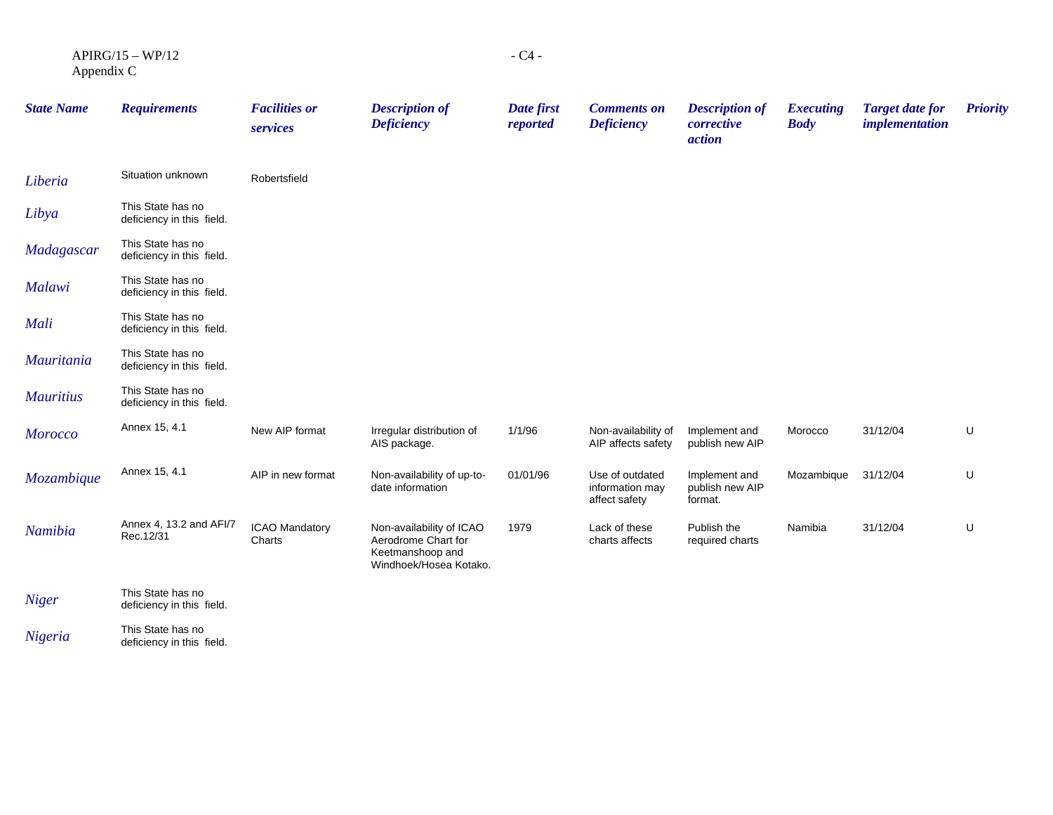| *State Name* | *Requirements* | *Facilities or services* | *Description of Deficiency* | *Date first reported* | *Comments on Deficiency* | *Description of corrective action* | *Executing Body* | *Target date for implementation* | *Priority* |
|---|---|---|---|---|---|---|---|---|---|
| *Liberia* | Situation unknown | Robertsfield | | | | | | | |
| *Libya* | This State has no deficiency in this field. | | | | | | | | |
| *Madagascar* | This State has no deficiency in this field. | | | | | | | | |
| *Malawi* | This State has no deficiency in this field. | | | | | | | | |
| *Mali* | This State has no deficiency in this field. | | | | | | | | |
| *Mauritania* | This State has no deficiency in this field. | | | | | | | | |
| *Mauritius* | This State has no deficiency in this field. | | | | | | | | |
| *Morocco* | Annex 15, 4.1 | New AIP format | Irregular distribution of AIS package. | 1/1/96 | Non-availability of AIP affects safety | Implement and publish new AIP | Morocco | 31/12/04 | U |
| *Mozambique* | Annex 15, 4.1 | AIP in new format | Non-availability of up-to-date information | 01/01/96 | Use of outdated information may affect safety | Implement and publish new AIP format. | Mozambique | 31/12/04 | U |
| *Namibia* | Annex 4, 13.2 and AFI/7 Rec.12/31 | ICAO Mandatory Charts | Non-availability of ICAO Aerodrome Chart for Keetmanshoop and Windhoek/Hosea Kotako. | 1979 | Lack of these charts affects | Publish the required charts | Namibia | 31/12/04 | U |
| *Niger* | This State has no deficiency in this field. | | | | | | | | |
| *Nigeria* | This State has no deficiency in this field. | | | | | | | | |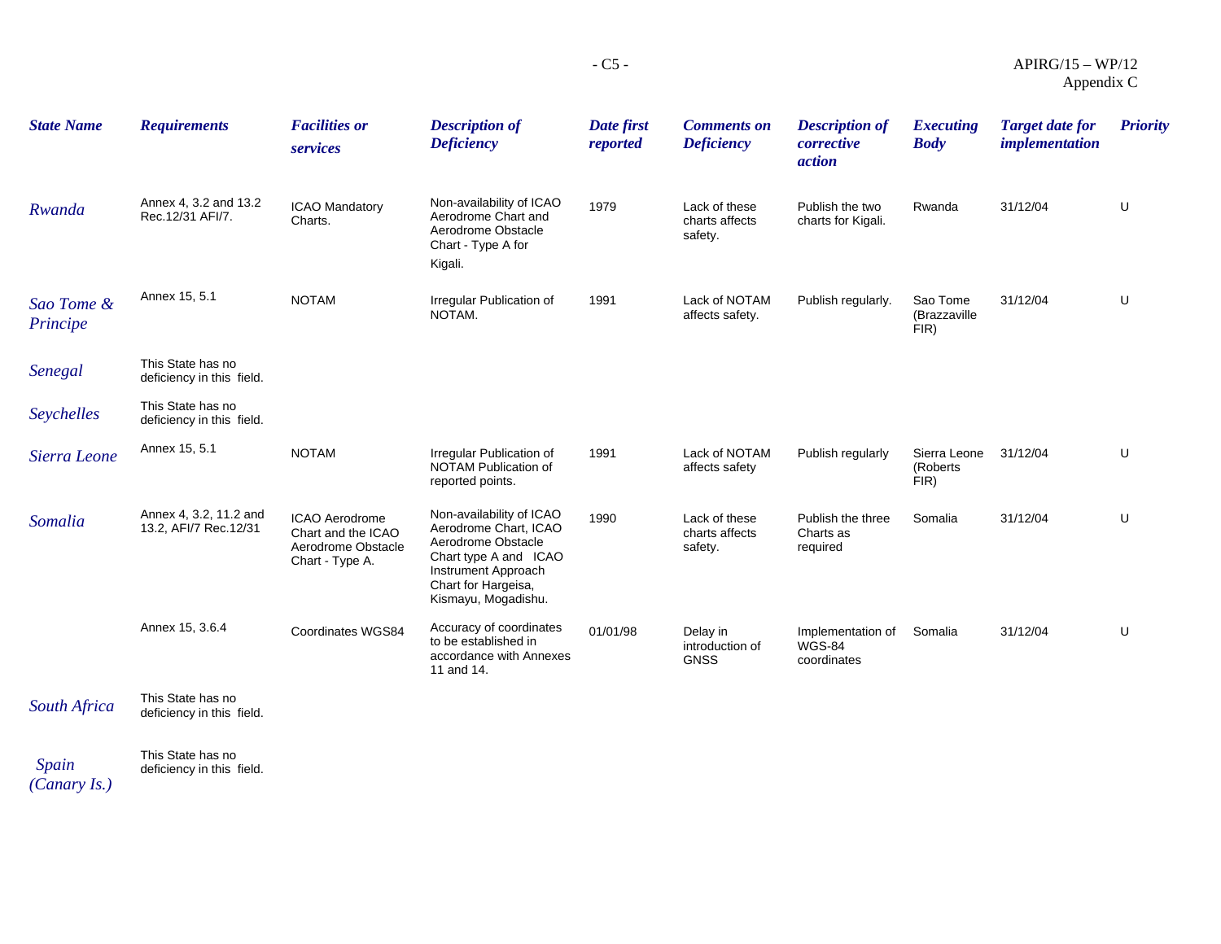| State Name | Requirements | Facilities or services | Description of Deficiency | Date first reported | Comments on Deficiency | Description of corrective action | Executing Body | Target date for implementation | Priority |
|---|---|---|---|---|---|---|---|---|---|
| Rwanda | Annex 4, 3.2 and 13.2 Rec.12/31 AFI/7. | ICAO Mandatory Charts. | Non-availability of ICAO Aerodrome Chart and Aerodrome Obstacle Chart - Type A for Kigali. | 1979 | Lack of these charts affects safety. | Publish the two charts for Kigali. | Rwanda | 31/12/04 | U |
| Sao Tome & Principe | Annex 15, 5.1 | NOTAM | Irregular Publication of NOTAM. | 1991 | Lack of NOTAM affects safety. | Publish regularly. | Sao Tome (Brazzaville FIR) | 31/12/04 | U |
| Senegal | This State has no deficiency in this field. | | | | | | | | |
| Seychelles | This State has no deficiency in this field. | | | | | | | | |
| Sierra Leone | Annex 15, 5.1 | NOTAM | Irregular Publication of NOTAM Publication of reported points. | 1991 | Lack of NOTAM affects safety | Publish regularly | Sierra Leone (Roberts FIR) | 31/12/04 | U |
| Somalia | Annex 4, 3.2, 11.2 and 13.2, AFI/7 Rec.12/31 | ICAO Aerodrome Chart and the ICAO Aerodrome Obstacle Chart - Type A. | Non-availability of ICAO Aerodrome Chart, ICAO Aerodrome Obstacle Chart type A and ICAO Instrument Approach Chart for Hargeisa, Kismayu, Mogadishu. | 1990 | Lack of these charts affects safety. | Publish the three Charts as required | Somalia | 31/12/04 | U |
| | Annex 15, 3.6.4 | Coordinates WGS84 | Accuracy of coordinates to be established in accordance with Annexes 11 and 14. | 01/01/98 | Delay in introduction of GNSS | Implementation of WGS-84 coordinates | Somalia | 31/12/04 | U |
| South Africa | This State has no deficiency in this field. | | | | | | | | |
| Spain (Canary Is.) | This State has no deficiency in this field. | | | | | | | | |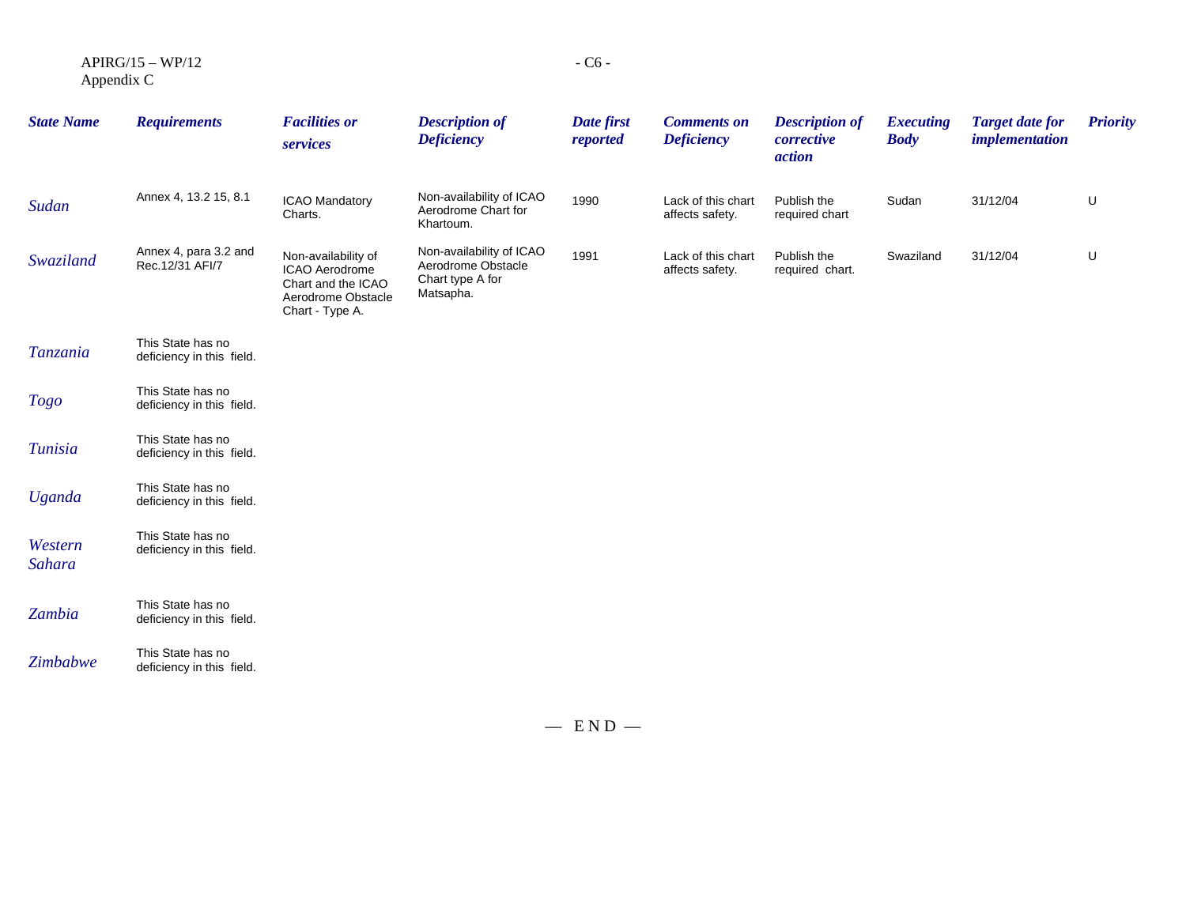| State Name | Requirements | Facilities or services | Description of Deficiency | Date first reported | Comments on Deficiency | Description of corrective action | Executing Body | Target date for implementation | Priority |
|---|---|---|---|---|---|---|---|---|---|
| Sudan | Annex 4, 13.2 15, 8.1 | ICAO Mandatory Charts. | Non-availability of ICAO Aerodrome Chart for Khartoum. | 1990 | Lack of this chart affects safety. | Publish the required chart | Sudan | 31/12/04 | U |
| Swaziland | Annex 4, para 3.2 and Rec.12/31 AFI/7 | Non-availability of ICAO Aerodrome Chart and the ICAO Aerodrome Obstacle Chart - Type A. | Non-availability of ICAO Aerodrome Obstacle Chart type A for Matsapha. | 1991 | Lack of this chart affects safety. | Publish the required chart. | Swaziland | 31/12/04 | U |
| Tanzania | This State has no deficiency in this field. | | | | | | | | |
| Togo | This State has no deficiency in this field. | | | | | | | | |
| Tunisia | This State has no deficiency in this field. | | | | | | | | |
| Uganda | This State has no deficiency in this field. | | | | | | | | |
| Western Sahara | This State has no deficiency in this field. | | | | | | | | |
| Zambia | This State has no deficiency in this field. | | | | | | | | |
| Zimbabwe | This State has no deficiency in this field. | | | | | | | | |

— E N D —